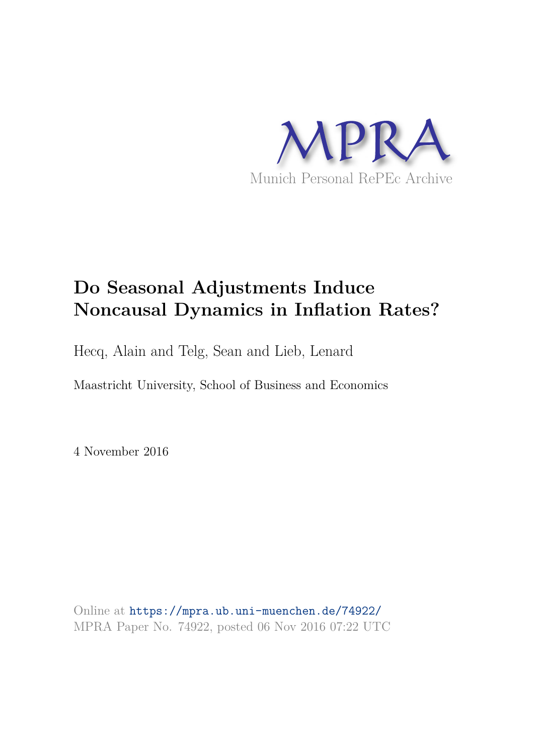MPRA

Munich Personal RePEc Archive

# Do Seasonal Adjustments Induce Noncausal Dynamics in Inflation Rates?

Hecq, Alain and Telg, Sean and Lieb, Lenard

Maastricht University, School of Business and Economics

4 November 2016

Online at https://mpra.ub.uni-muenchen.de/74922/
MPRA Paper No. 74922, posted 06 Nov 2016 07:22 UTC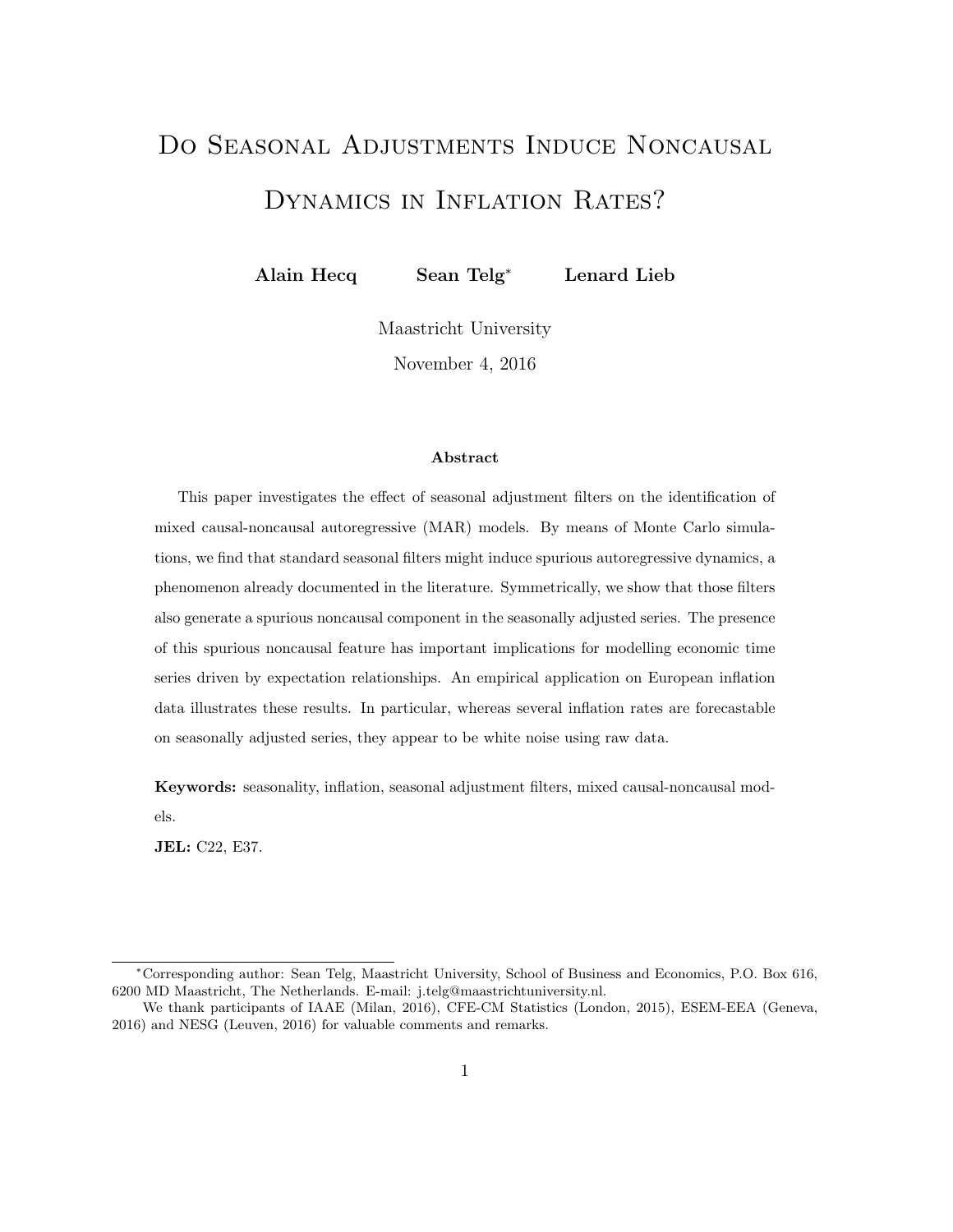# Do Seasonal Adjustments Induce Noncausal Dynamics in Inflation Rates?

**Alain Hecq** **Sean Telg*** **Lenard Lieb**

Maastricht University

November 4, 2016

### Abstract

This paper investigates the effect of seasonal adjustment filters on the identification of mixed causal-noncausal autoregressive (MAR) models. By means of Monte Carlo simulations, we find that standard seasonal filters might induce spurious autoregressive dynamics, a phenomenon already documented in the literature. Symmetrically, we show that those filters also generate a spurious noncausal component in the seasonally adjusted series. The presence of this spurious noncausal feature has important implications for modelling economic time series driven by expectation relationships. An empirical application on European inflation data illustrates these results. In particular, whereas several inflation rates are forecastable on seasonally adjusted series, they appear to be white noise using raw data.

**Keywords:** seasonality, inflation, seasonal adjustment filters, mixed causal-noncausal models.

**JEL:** C22, E37.

---

*Corresponding author: Sean Telg, Maastricht University, School of Business and Economics, P.O. Box 616, 6200 MD Maastricht, The Netherlands. E-mail: j.telg@maastrichtuniversity.nl.

We thank participants of IAAE (Milan, 2016), CFE-CM Statistics (London, 2015), ESEM-EEA (Geneva, 2016) and NESG (Leuven, 2016) for valuable comments and remarks.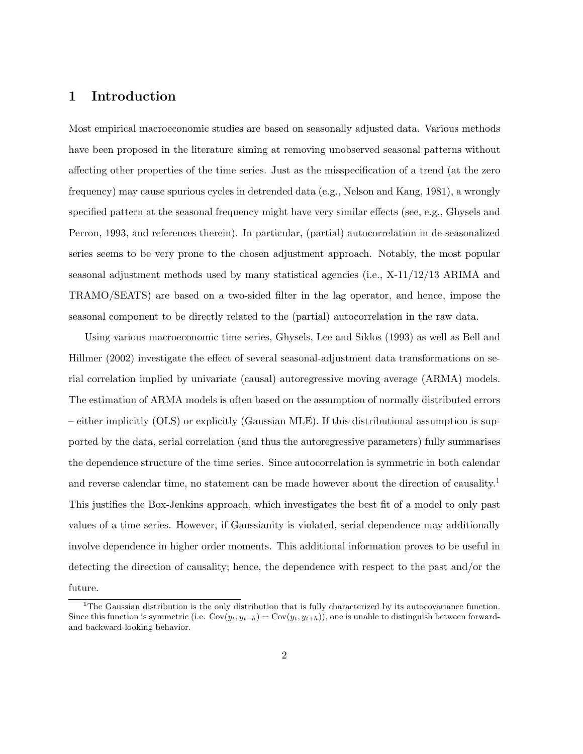# 1 Introduction

Most empirical macroeconomic studies are based on seasonally adjusted data. Various methods have been proposed in the literature aiming at removing unobserved seasonal patterns without affecting other properties of the time series. Just as the misspecification of a trend (at the zero frequency) may cause spurious cycles in detrended data (e.g., Nelson and Kang, 1981), a wrongly specified pattern at the seasonal frequency might have very similar effects (see, e.g., Ghysels and Perron, 1993, and references therein). In particular, (partial) autocorrelation in de-seasonalized series seems to be very prone to the chosen adjustment approach. Notably, the most popular seasonal adjustment methods used by many statistical agencies (i.e., X-11/12/13 ARIMA and TRAMO/SEATS) are based on a two-sided filter in the lag operator, and hence, impose the seasonal component to be directly related to the (partial) autocorrelation in the raw data.

Using various macroeconomic time series, Ghysels, Lee and Siklos (1993) as well as Bell and Hillmer (2002) investigate the effect of several seasonal-adjustment data transformations on serial correlation implied by univariate (causal) autoregressive moving average (ARMA) models. The estimation of ARMA models is often based on the assumption of normally distributed errors – either implicitly (OLS) or explicitly (Gaussian MLE). If this distributional assumption is supported by the data, serial correlation (and thus the autoregressive parameters) fully summarises the dependence structure of the time series. Since autocorrelation is symmetric in both calendar and reverse calendar time, no statement can be made however about the direction of causality.[1] This justifies the Box-Jenkins approach, which investigates the best fit of a model to only past values of a time series. However, if Gaussianity is violated, serial dependence may additionally involve dependence in higher order moments. This additional information proves to be useful in detecting the direction of causality; hence, the dependence with respect to the past and/or the future.

[1] The Gaussian distribution is the only distribution that is fully characterized by its autocovariance function. Since this function is symmetric (i.e. $\mathrm{Cov}(y_t, y_{t-h}) = \mathrm{Cov}(y_t, y_{t+h})$), one is unable to distinguish between forward- and backward-looking behavior.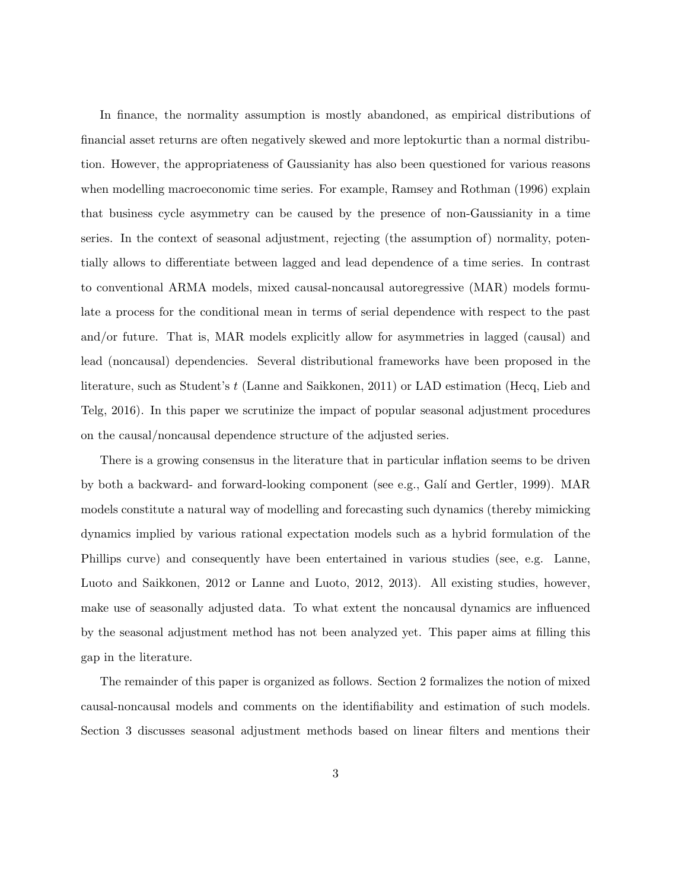In finance, the normality assumption is mostly abandoned, as empirical distributions of financial asset returns are often negatively skewed and more leptokurtic than a normal distribution. However, the appropriateness of Gaussianity has also been questioned for various reasons when modelling macroeconomic time series. For example, Ramsey and Rothman (1996) explain that business cycle asymmetry can be caused by the presence of non-Gaussianity in a time series. In the context of seasonal adjustment, rejecting (the assumption of) normality, potentially allows to differentiate between lagged and lead dependence of a time series. In contrast to conventional ARMA models, mixed causal-noncausal autoregressive (MAR) models formulate a process for the conditional mean in terms of serial dependence with respect to the past and/or future. That is, MAR models explicitly allow for asymmetries in lagged (causal) and lead (noncausal) dependencies. Several distributional frameworks have been proposed in the literature, such as Student's $t$ (Lanne and Saikkonen, 2011) or LAD estimation (Hecq, Lieb and Telg, 2016). In this paper we scrutinize the impact of popular seasonal adjustment procedures on the causal/noncausal dependence structure of the adjusted series.

There is a growing consensus in the literature that in particular inflation seems to be driven by both a backward- and forward-looking component (see e.g., Galí and Gertler, 1999). MAR models constitute a natural way of modelling and forecasting such dynamics (thereby mimicking dynamics implied by various rational expectation models such as a hybrid formulation of the Phillips curve) and consequently have been entertained in various studies (see, e.g. Lanne, Luoto and Saikkonen, 2012 or Lanne and Luoto, 2012, 2013). All existing studies, however, make use of seasonally adjusted data. To what extent the noncausal dynamics are influenced by the seasonal adjustment method has not been analyzed yet. This paper aims at filling this gap in the literature.

The remainder of this paper is organized as follows. Section 2 formalizes the notion of mixed causal-noncausal models and comments on the identifiability and estimation of such models. Section 3 discusses seasonal adjustment methods based on linear filters and mentions their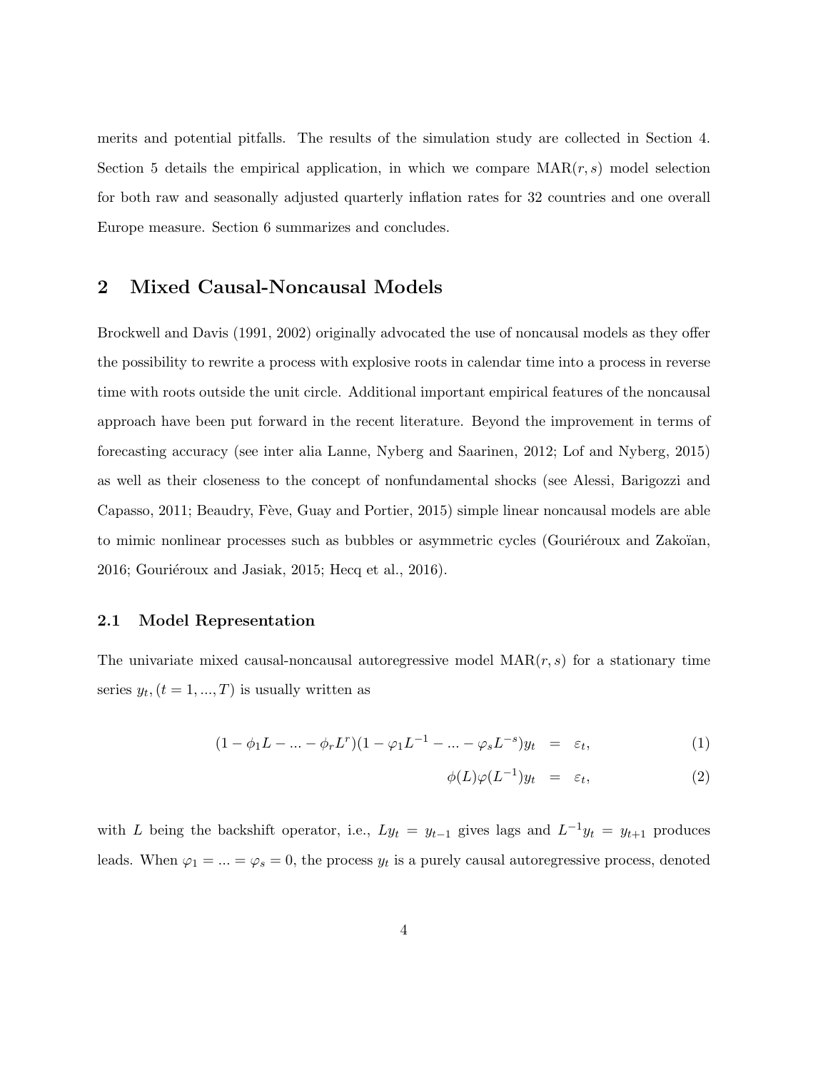merits and potential pitfalls. The results of the simulation study are collected in Section 4. Section 5 details the empirical application, in which we compare MAR$(r, s)$ model selection for both raw and seasonally adjusted quarterly inflation rates for 32 countries and one overall Europe measure. Section 6 summarizes and concludes.

## 2 Mixed Causal-Noncausal Models

Brockwell and Davis (1991, 2002) originally advocated the use of noncausal models as they offer the possibility to rewrite a process with explosive roots in calendar time into a process in reverse time with roots outside the unit circle. Additional important empirical features of the noncausal approach have been put forward in the recent literature. Beyond the improvement in terms of forecasting accuracy (see inter alia Lanne, Nyberg and Saarinen, 2012; Lof and Nyberg, 2015) as well as their closeness to the concept of nonfundamental shocks (see Alessi, Barigozzi and Capasso, 2011; Beaudry, Fève, Guay and Portier, 2015) simple linear noncausal models are able to mimic nonlinear processes such as bubbles or asymmetric cycles (Gouriéroux and Zakoïan, 2016; Gouriéroux and Jasiak, 2015; Hecq et al., 2016).

### 2.1 Model Representation

The univariate mixed causal-noncausal autoregressive model MAR$(r, s)$ for a stationary time series $y_t, (t = 1, ..., T)$ is usually written as

$$(1 - \phi_1 L - ... - \phi_r L^r)(1 - \varphi_1 L^{-1} - ... - \varphi_s L^{-s})y_t = \varepsilon_t, \tag{1}$$

$$\phi(L)\varphi(L^{-1})y_t = \varepsilon_t, \tag{2}$$

with $L$ being the backshift operator, i.e., $Ly_t = y_{t-1}$ gives lags and $L^{-1}y_t = y_{t+1}$ produces leads. When $\varphi_1 = ... = \varphi_s = 0$, the process $y_t$ is a purely causal autoregressive process, denoted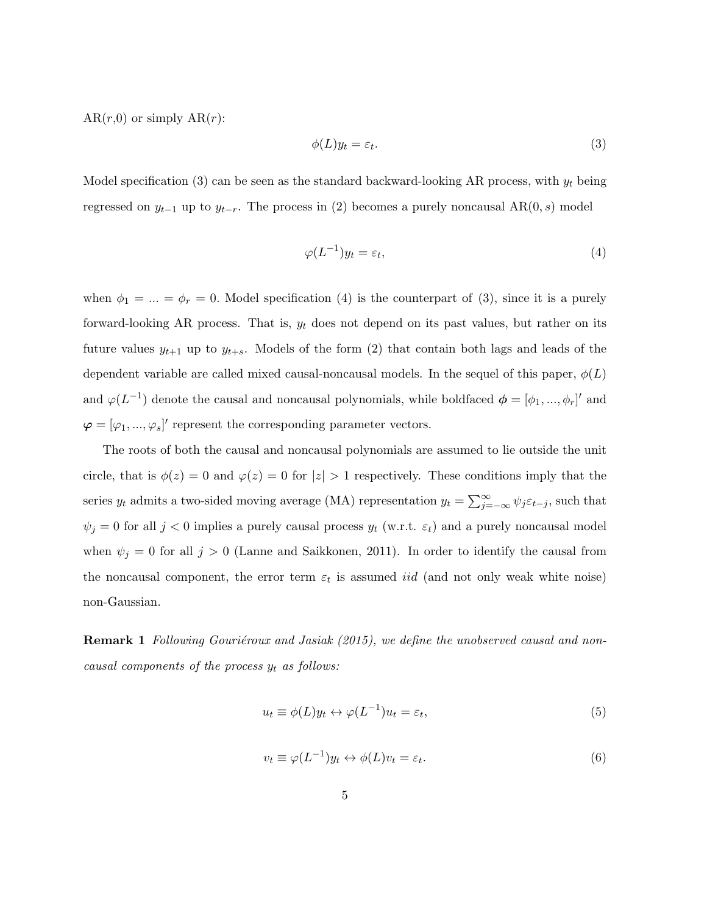AR($r$,0) or simply AR($r$):

$$\phi(L)y_t = \varepsilon_t. \tag{3}$$

Model specification (3) can be seen as the standard backward-looking AR process, with $y_t$ being regressed on $y_{t-1}$ up to $y_{t-r}$. The process in (2) becomes a purely noncausal AR($0, s$) model

$$\varphi(L^{-1})y_t = \varepsilon_t, \tag{4}$$

when $\phi_1 = ... = \phi_r = 0$. Model specification (4) is the counterpart of (3), since it is a purely forward-looking AR process. That is, $y_t$ does not depend on its past values, but rather on its future values $y_{t+1}$ up to $y_{t+s}$. Models of the form (2) that contain both lags and leads of the dependent variable are called mixed causal-noncausal models. In the sequel of this paper, $\phi(L)$ and $\varphi(L^{-1})$ denote the causal and noncausal polynomials, while boldfaced $\boldsymbol{\phi} = [\phi_1, ..., \phi_r]'$ and $\boldsymbol{\varphi} = [\varphi_1, ..., \varphi_s]'$ represent the corresponding parameter vectors.

The roots of both the causal and noncausal polynomials are assumed to lie outside the unit circle, that is $\phi(z) = 0$ and $\varphi(z) = 0$ for $|z| > 1$ respectively. These conditions imply that the series $y_t$ admits a two-sided moving average (MA) representation $y_t = \sum_{j=-\infty}^{\infty} \psi_j \varepsilon_{t-j}$, such that $\psi_j = 0$ for all $j < 0$ implies a purely causal process $y_t$ (w.r.t. $\varepsilon_t$) and a purely noncausal model when $\psi_j = 0$ for all $j > 0$ (Lanne and Saikkonen, 2011). In order to identify the causal from the noncausal component, the error term $\varepsilon_t$ is assumed *iid* (and not only weak white noise) non-Gaussian.

**Remark 1** *Following Gouriéroux and Jasiak (2015), we define the unobserved causal and noncausal components of the process $y_t$ as follows:*

$$u_t \equiv \phi(L)y_t \leftrightarrow \varphi(L^{-1})u_t = \varepsilon_t, \tag{5}$$

$$v_t \equiv \varphi(L^{-1})y_t \leftrightarrow \phi(L)v_t = \varepsilon_t. \tag{6}$$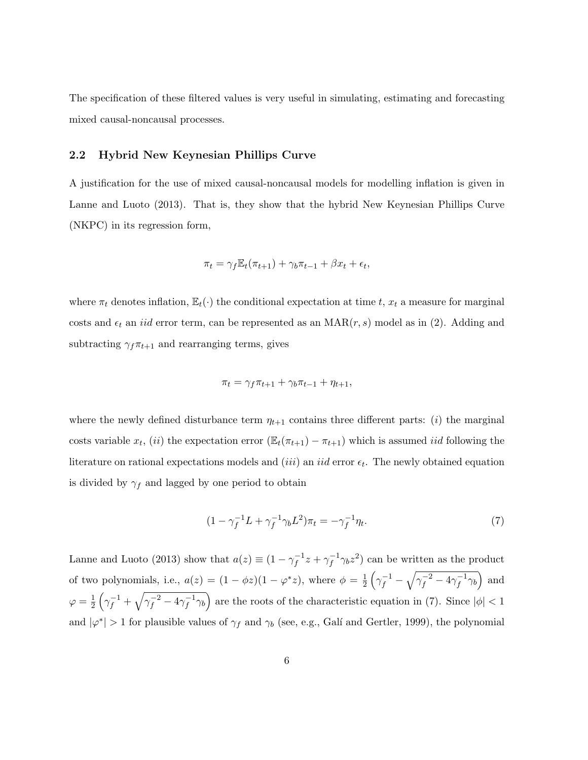The specification of these filtered values is very useful in simulating, estimating and forecasting mixed causal-noncausal processes.

### 2.2 Hybrid New Keynesian Phillips Curve

A justification for the use of mixed causal-noncausal models for modelling inflation is given in Lanne and Luoto (2013). That is, they show that the hybrid New Keynesian Phillips Curve (NKPC) in its regression form,

$$\pi_t = \gamma_f \mathbb{E}_t(\pi_{t+1}) + \gamma_b \pi_{t-1} + \beta x_t + \epsilon_t,$$

where $\pi_t$ denotes inflation, $\mathbb{E}_t(\cdot)$ the conditional expectation at time $t$, $x_t$ a measure for marginal costs and $\epsilon_t$ an *iid* error term, can be represented as an MAR$(r, s)$ model as in (2). Adding and subtracting $\gamma_f \pi_{t+1}$ and rearranging terms, gives

$$\pi_t = \gamma_f \pi_{t+1} + \gamma_b \pi_{t-1} + \eta_{t+1},$$

where the newly defined disturbance term $\eta_{t+1}$ contains three different parts: $(i)$ the marginal costs variable $x_t$, $(ii)$ the expectation error $(\mathbb{E}_t(\pi_{t+1}) - \pi_{t+1})$ which is assumed *iid* following the literature on rational expectations models and $(iii)$ an *iid* error $\epsilon_t$. The newly obtained equation is divided by $\gamma_f$ and lagged by one period to obtain

$$(1 - \gamma_f^{-1} L + \gamma_f^{-1} \gamma_b L^2)\pi_t = -\gamma_f^{-1} \eta_t. \tag{7}$$

Lanne and Luoto (2013) show that $a(z) \equiv (1 - \gamma_f^{-1} z + \gamma_f^{-1} \gamma_b z^2)$ can be written as the product of two polynomials, i.e., $a(z) = (1 - \phi z)(1 - \varphi^* z)$, where $\phi = \frac{1}{2}\left(\gamma_f^{-1} - \sqrt{\gamma_f^{-2} - 4\gamma_f^{-1}\gamma_b}\right)$ and $\varphi = \frac{1}{2}\left(\gamma_f^{-1} + \sqrt{\gamma_f^{-2} - 4\gamma_f^{-1}\gamma_b}\right)$ are the roots of the characteristic equation in (7). Since $|\phi| < 1$ and $|\varphi^*| > 1$ for plausible values of $\gamma_f$ and $\gamma_b$ (see, e.g., Galí and Gertler, 1999), the polynomial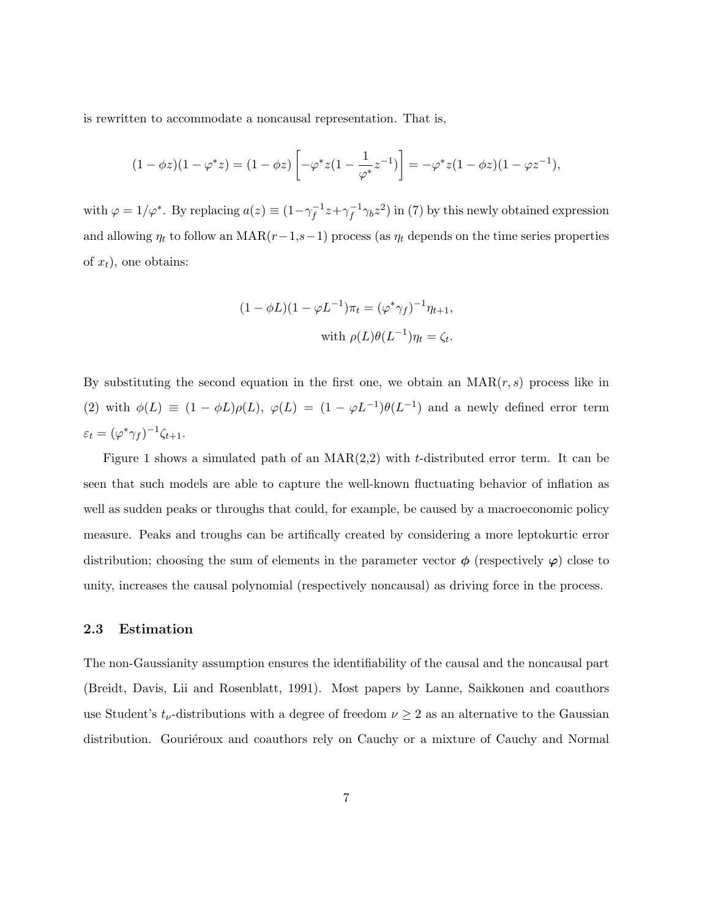is rewritten to accommodate a noncausal representation. That is,

$$(1 - \phi z)(1 - \varphi^* z) = (1 - \phi z)\left[-\varphi^* z(1 - \frac{1}{\varphi^*}z^{-1})\right] = -\varphi^* z(1 - \phi z)(1 - \varphi z^{-1}),$$

with $\varphi = 1/\varphi^*$. By replacing $a(z) \equiv (1 - \gamma_f^{-1} z + \gamma_f^{-1}\gamma_b z^2)$ in (7) by this newly obtained expression and allowing $\eta_t$ to follow an MAR($r-1$,$s-1$) process (as $\eta_t$ depends on the time series properties of $x_t$), one obtains:

$$(1 - \phi L)(1 - \varphi L^{-1})\pi_t = (\varphi^* \gamma_f)^{-1}\eta_{t+1},$$
$$\text{with } \rho(L)\theta(L^{-1})\eta_t = \zeta_t.$$

By substituting the second equation in the first one, we obtain an MAR($r, s$) process like in (2) with $\phi(L) \equiv (1 - \phi L)\rho(L)$, $\varphi(L) = (1 - \varphi L^{-1})\theta(L^{-1})$ and a newly defined error term $\varepsilon_t = (\varphi^* \gamma_f)^{-1}\zeta_{t+1}$.

Figure 1 shows a simulated path of an MAR(2,2) with $t$-distributed error term. It can be seen that such models are able to capture the well-known fluctuating behavior of inflation as well as sudden peaks or throughs that could, for example, be caused by a macroeconomic policy measure. Peaks and troughs can be artifically created by considering a more leptokurtic error distribution; choosing the sum of elements in the parameter vector $\boldsymbol{\phi}$ (respectively $\boldsymbol{\varphi}$) close to unity, increases the causal polynomial (respectively noncausal) as driving force in the process.

### 2.3 Estimation

The non-Gaussianity assumption ensures the identifiability of the causal and the noncausal part (Breidt, Davis, Lii and Rosenblatt, 1991). Most papers by Lanne, Saikkonen and coauthors use Student's $t_\nu$-distributions with a degree of freedom $\nu \geq 2$ as an alternative to the Gaussian distribution. Gouriéroux and coauthors rely on Cauchy or a mixture of Cauchy and Normal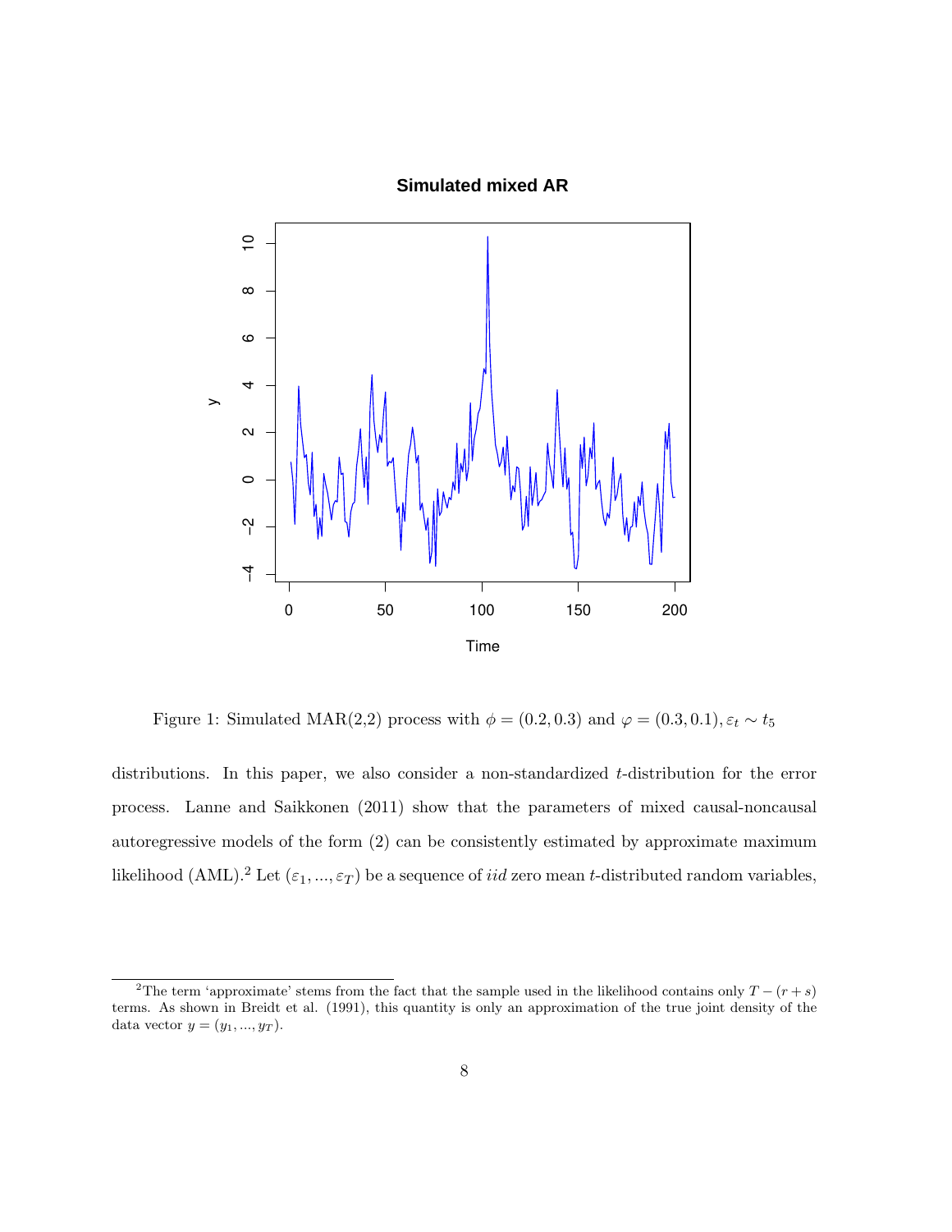Figure 1: Simulated MAR(2,2) process with $\phi = (0.2, 0.3)$ and $\varphi = (0.3, 0.1), \varepsilon_t \sim t_5$

distributions. In this paper, we also consider a non-standardized $t$-distribution for the error process. Lanne and Saikkonen (2011) show that the parameters of mixed causal-noncausal autoregressive models of the form (2) can be consistently estimated by approximate maximum likelihood (AML).[2] Let $(\varepsilon_1, ..., \varepsilon_T)$ be a sequence of $iid$ zero mean $t$-distributed random variables,

[2]The term 'approximate' stems from the fact that the sample used in the likelihood contains only $T - (r + s)$ terms. As shown in Breidt et al. (1991), this quantity is only an approximation of the true joint density of the data vector $y = (y_1, ..., y_T)$.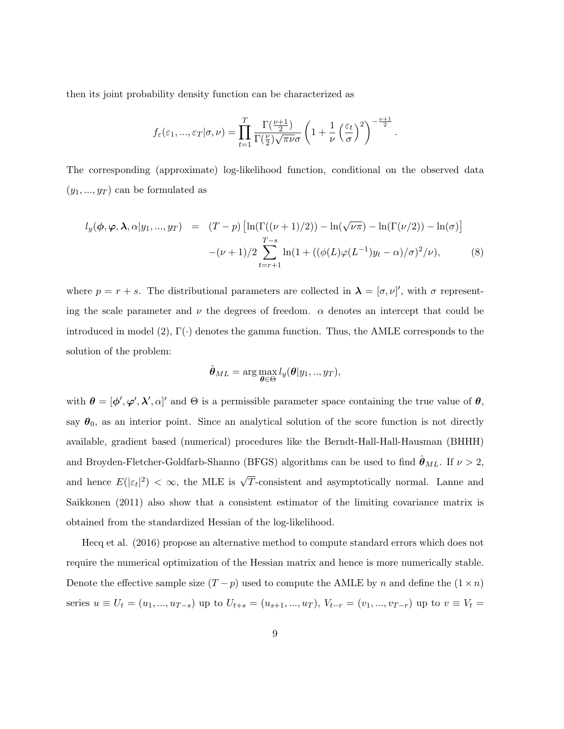then its joint probability density function can be characterized as

$$f_{\varepsilon}(\varepsilon_1, ..., \varepsilon_T|\sigma, \nu) = \prod_{t=1}^{T} \frac{\Gamma(\frac{\nu+1}{2})}{\Gamma(\frac{\nu}{2})\sqrt{\pi\nu}\sigma} \left(1 + \frac{1}{\nu}\left(\frac{\varepsilon_t}{\sigma}\right)^2\right)^{-\frac{\nu+1}{2}}.$$

The corresponding (approximate) log-likelihood function, conditional on the observed data $(y_1, ..., y_T)$ can be formulated as

$$\begin{aligned} l_y(\boldsymbol{\phi}, \boldsymbol{\varphi}, \boldsymbol{\lambda}, \alpha|y_1, ..., y_T) &= (T-p)\left[\ln(\Gamma((\nu+1)/2)) - \ln(\sqrt{\nu\pi}) - \ln(\Gamma(\nu/2)) - \ln(\sigma)\right] \\ &\quad -(\nu+1)/2 \sum_{t=r+1}^{T-s} \ln(1 + ((\phi(L)\varphi(L^{-1})y_t - \alpha)/\sigma)^2/\nu), \end{aligned} \tag{8}$$

where $p = r + s$. The distributional parameters are collected in $\boldsymbol{\lambda} = [\sigma, \nu]'$, with $\sigma$ representing the scale parameter and $\nu$ the degrees of freedom. $\alpha$ denotes an intercept that could be introduced in model (2), $\Gamma(\cdot)$ denotes the gamma function. Thus, the AMLE corresponds to the solution of the problem:

$$\hat{\boldsymbol{\theta}}_{ML} = \arg\max_{\boldsymbol{\theta}\in\Theta} l_y(\boldsymbol{\theta}|y_1, .., y_T),$$

with $\boldsymbol{\theta} = [\boldsymbol{\phi}', \boldsymbol{\varphi}', \boldsymbol{\lambda}', \alpha]'$ and $\Theta$ is a permissible parameter space containing the true value of $\boldsymbol{\theta}$, say $\boldsymbol{\theta}_0$, as an interior point. Since an analytical solution of the score function is not directly available, gradient based (numerical) procedures like the Berndt-Hall-Hall-Hausman (BHHH) and Broyden-Fletcher-Goldfarb-Shanno (BFGS) algorithms can be used to find $\hat{\boldsymbol{\theta}}_{ML}$. If $\nu > 2$, and hence $E(|\varepsilon_t|^2) < \infty$, the MLE is $\sqrt{T}$-consistent and asymptotically normal. Lanne and Saikkonen (2011) also show that a consistent estimator of the limiting covariance matrix is obtained from the standardized Hessian of the log-likelihood.

Hecq et al. (2016) propose an alternative method to compute standard errors which does not require the numerical optimization of the Hessian matrix and hence is more numerically stable. Denote the effective sample size $(T - p)$ used to compute the AMLE by $n$ and define the $(1 \times n)$ series $u \equiv U_t = (u_1, ..., u_{T-s})$ up to $U_{t+s} = (u_{s+1}, ..., u_T)$, $V_{t-r} = (v_1, ..., v_{T-r})$ up to $v \equiv V_t =$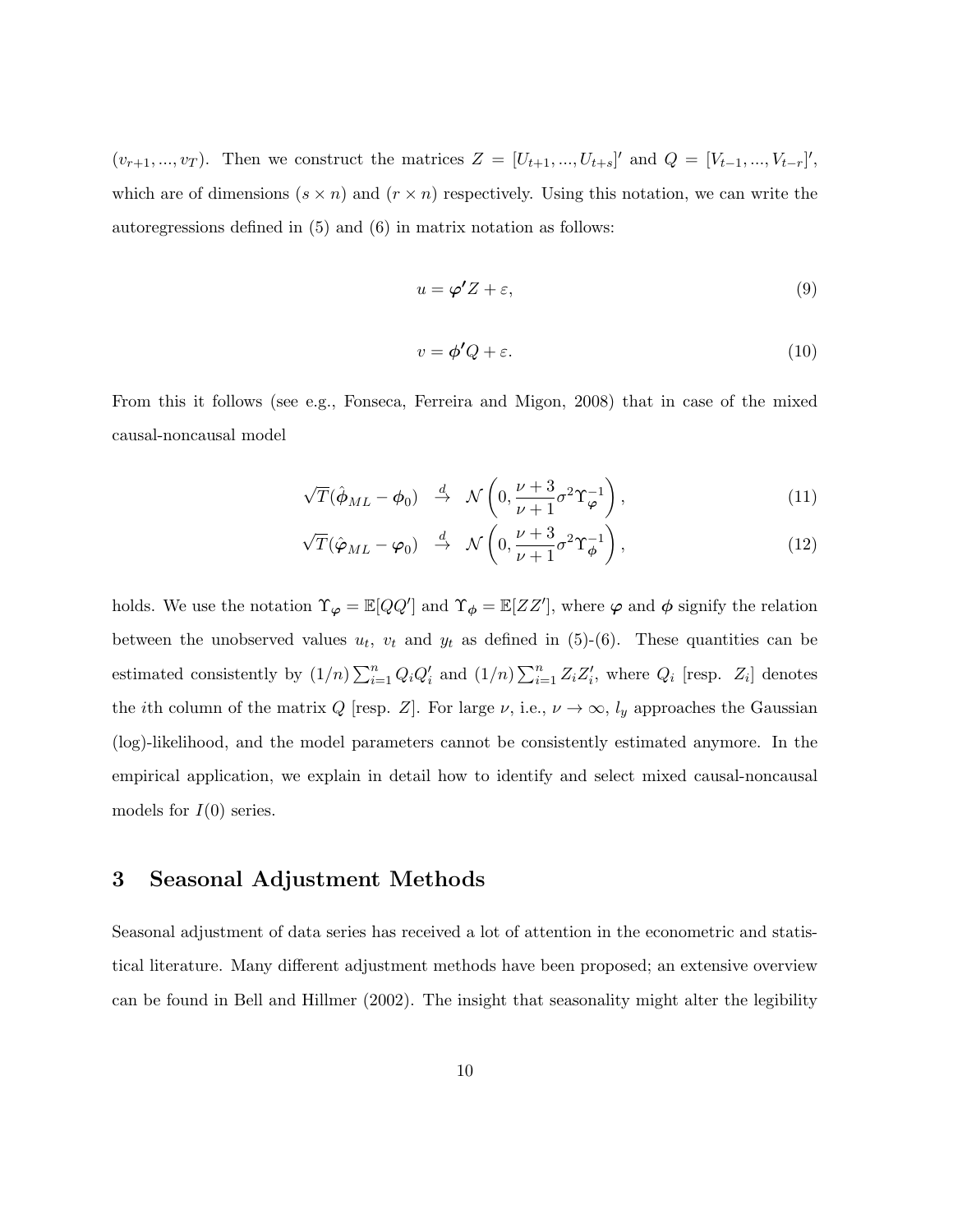$(v_{r+1}, ..., v_T)$. Then we construct the matrices $Z = [U_{t+1}, ..., U_{t+s}]'$ and $Q = [V_{t-1}, ..., V_{t-r}]'$, which are of dimensions $(s \times n)$ and $(r \times n)$ respectively. Using this notation, we can write the autoregressions defined in (5) and (6) in matrix notation as follows:

$$u = \boldsymbol{\varphi}' Z + \varepsilon, \tag{9}$$

$$v = \boldsymbol{\phi}' Q + \varepsilon. \tag{10}$$

From this it follows (see e.g., Fonseca, Ferreira and Migon, 2008) that in case of the mixed causal-noncausal model

$$\sqrt{T}(\hat{\boldsymbol{\phi}}_{ML} - \boldsymbol{\phi}_0) \quad \overset{d}{\to} \quad \mathcal{N}\left(0, \frac{\nu+3}{\nu+1}\sigma^2 \Upsilon_{\boldsymbol{\varphi}}^{-1}\right), \tag{11}$$

$$\sqrt{T}(\hat{\boldsymbol{\varphi}}_{ML} - \boldsymbol{\varphi}_0) \quad \overset{d}{\to} \quad \mathcal{N}\left(0, \frac{\nu+3}{\nu+1}\sigma^2 \Upsilon_{\boldsymbol{\phi}}^{-1}\right), \tag{12}$$

holds. We use the notation $\Upsilon_{\boldsymbol{\varphi}} = \mathbb{E}[QQ']$ and $\Upsilon_{\boldsymbol{\phi}} = \mathbb{E}[ZZ']$, where $\boldsymbol{\varphi}$ and $\boldsymbol{\phi}$ signify the relation between the unobserved values $u_t$, $v_t$ and $y_t$ as defined in (5)-(6). These quantities can be estimated consistently by $(1/n)\sum_{i=1}^{n} Q_i Q_i'$ and $(1/n)\sum_{i=1}^{n} Z_i Z_i'$, where $Q_i$ [resp. $Z_i$] denotes the $i$th column of the matrix $Q$ [resp. $Z$]. For large $\nu$, i.e., $\nu \to \infty$, $l_y$ approaches the Gaussian (log)-likelihood, and the model parameters cannot be consistently estimated anymore. In the empirical application, we explain in detail how to identify and select mixed causal-noncausal models for $I(0)$ series.

## 3 Seasonal Adjustment Methods

Seasonal adjustment of data series has received a lot of attention in the econometric and statistical literature. Many different adjustment methods have been proposed; an extensive overview can be found in Bell and Hillmer (2002). The insight that seasonality might alter the legibility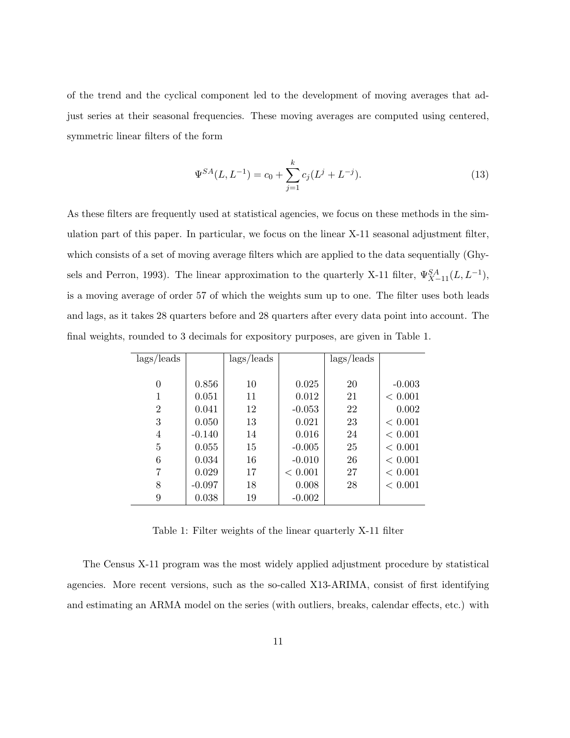of the trend and the cyclical component led to the development of moving averages that adjust series at their seasonal frequencies. These moving averages are computed using centered, symmetric linear filters of the form

$$\Psi^{SA}(L, L^{-1}) = c_0 + \sum_{j=1}^{k} c_j (L^j + L^{-j}). \tag{13}$$

As these filters are frequently used at statistical agencies, we focus on these methods in the simulation part of this paper. In particular, we focus on the linear X-11 seasonal adjustment filter, which consists of a set of moving average filters which are applied to the data sequentially (Ghysels and Perron, 1993). The linear approximation to the quarterly X-11 filter, $\Psi^{SA}_{X-11}(L, L^{-1})$, is a moving average of order 57 of which the weights sum up to one. The filter uses both leads and lags, as it takes 28 quarters before and 28 quarters after every data point into account. The final weights, rounded to 3 decimals for expository purposes, are given in Table 1.

| lags/leads | | lags/leads | | lags/leads | |
|---|---|---|---|---|---|
| 0 | 0.856 | 10 | 0.025 | 20 | -0.003 |
| 1 | 0.051 | 11 | 0.012 | 21 | $< 0.001$ |
| 2 | 0.041 | 12 | -0.053 | 22 | 0.002 |
| 3 | 0.050 | 13 | 0.021 | 23 | $< 0.001$ |
| 4 | -0.140 | 14 | 0.016 | 24 | $< 0.001$ |
| 5 | 0.055 | 15 | -0.005 | 25 | $< 0.001$ |
| 6 | 0.034 | 16 | -0.010 | 26 | $< 0.001$ |
| 7 | 0.029 | 17 | $< 0.001$ | 27 | $< 0.001$ |
| 8 | -0.097 | 18 | 0.008 | 28 | $< 0.001$ |
| 9 | 0.038 | 19 | -0.002 | | |

Table 1: Filter weights of the linear quarterly X-11 filter

The Census X-11 program was the most widely applied adjustment procedure by statistical agencies. More recent versions, such as the so-called X13-ARIMA, consist of first identifying and estimating an ARMA model on the series (with outliers, breaks, calendar effects, etc.) with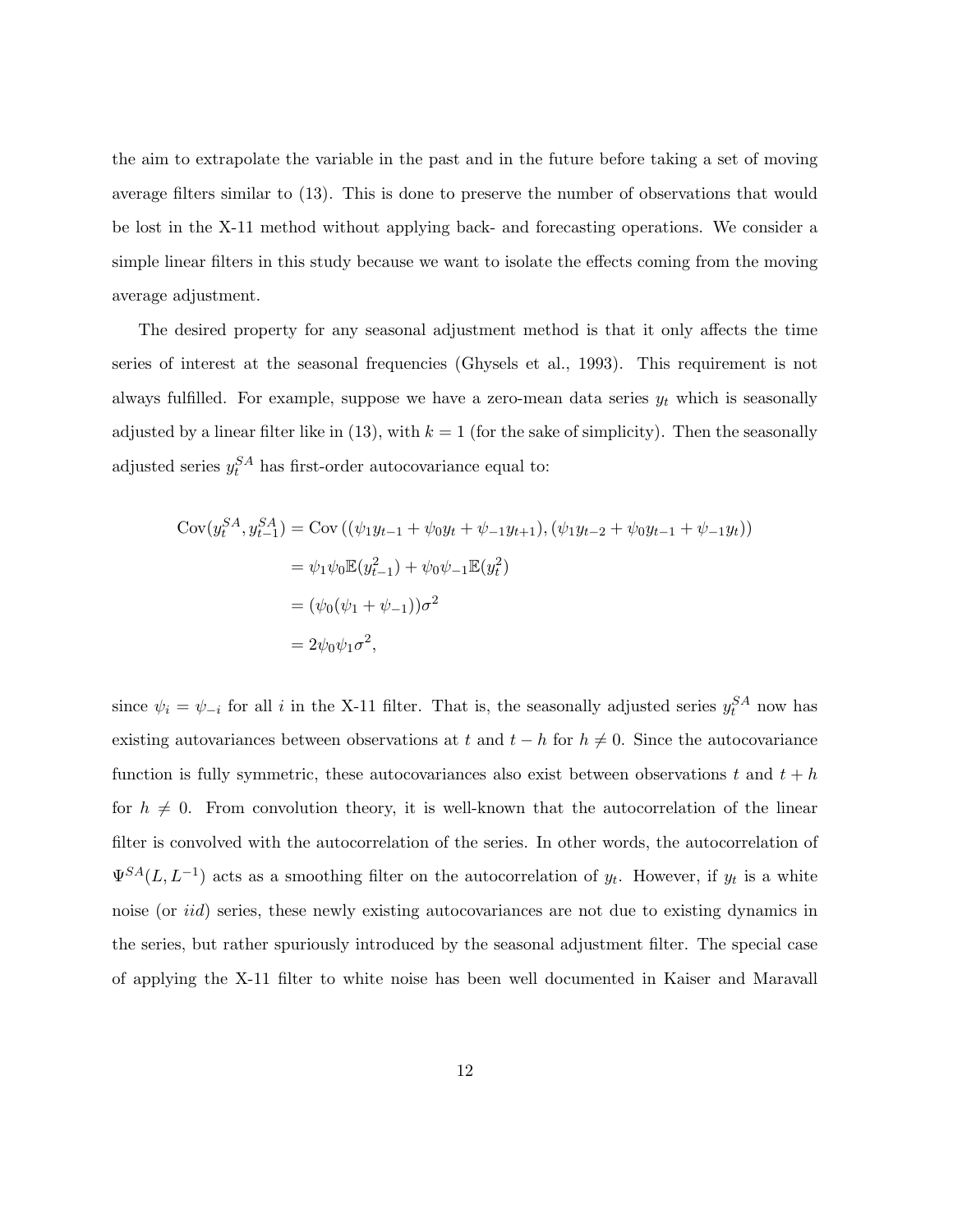the aim to extrapolate the variable in the past and in the future before taking a set of moving average filters similar to (13). This is done to preserve the number of observations that would be lost in the X-11 method without applying back- and forecasting operations. We consider a simple linear filters in this study because we want to isolate the effects coming from the moving average adjustment.

The desired property for any seasonal adjustment method is that it only affects the time series of interest at the seasonal frequencies (Ghysels et al., 1993). This requirement is not always fulfilled. For example, suppose we have a zero-mean data series $y_t$ which is seasonally adjusted by a linear filter like in (13), with $k = 1$ (for the sake of simplicity). Then the seasonally adjusted series $y_t^{SA}$ has first-order autocovariance equal to:

$$
\begin{aligned}
\text{Cov}(y_t^{SA}, y_{t-1}^{SA}) &= \text{Cov}\left((\psi_1 y_{t-1} + \psi_0 y_t + \psi_{-1} y_{t+1}), (\psi_1 y_{t-2} + \psi_0 y_{t-1} + \psi_{-1} y_t)\right) \\
&= \psi_1 \psi_0 \mathbb{E}(y_{t-1}^2) + \psi_0 \psi_{-1} \mathbb{E}(y_t^2) \\
&= (\psi_0(\psi_1 + \psi_{-1}))\sigma^2 \\
&= 2\psi_0 \psi_1 \sigma^2,
\end{aligned}
$$

since $\psi_i = \psi_{-i}$ for all $i$ in the X-11 filter. That is, the seasonally adjusted series $y_t^{SA}$ now has existing autovariances between observations at $t$ and $t - h$ for $h \neq 0$. Since the autocovariance function is fully symmetric, these autocovariances also exist between observations $t$ and $t + h$ for $h \neq 0$. From convolution theory, it is well-known that the autocorrelation of the linear filter is convolved with the autocorrelation of the series. In other words, the autocorrelation of $\Psi^{SA}(L, L^{-1})$ acts as a smoothing filter on the autocorrelation of $y_t$. However, if $y_t$ is a white noise (or *iid*) series, these newly existing autocovariances are not due to existing dynamics in the series, but rather spuriously introduced by the seasonal adjustment filter. The special case of applying the X-11 filter to white noise has been well documented in Kaiser and Maravall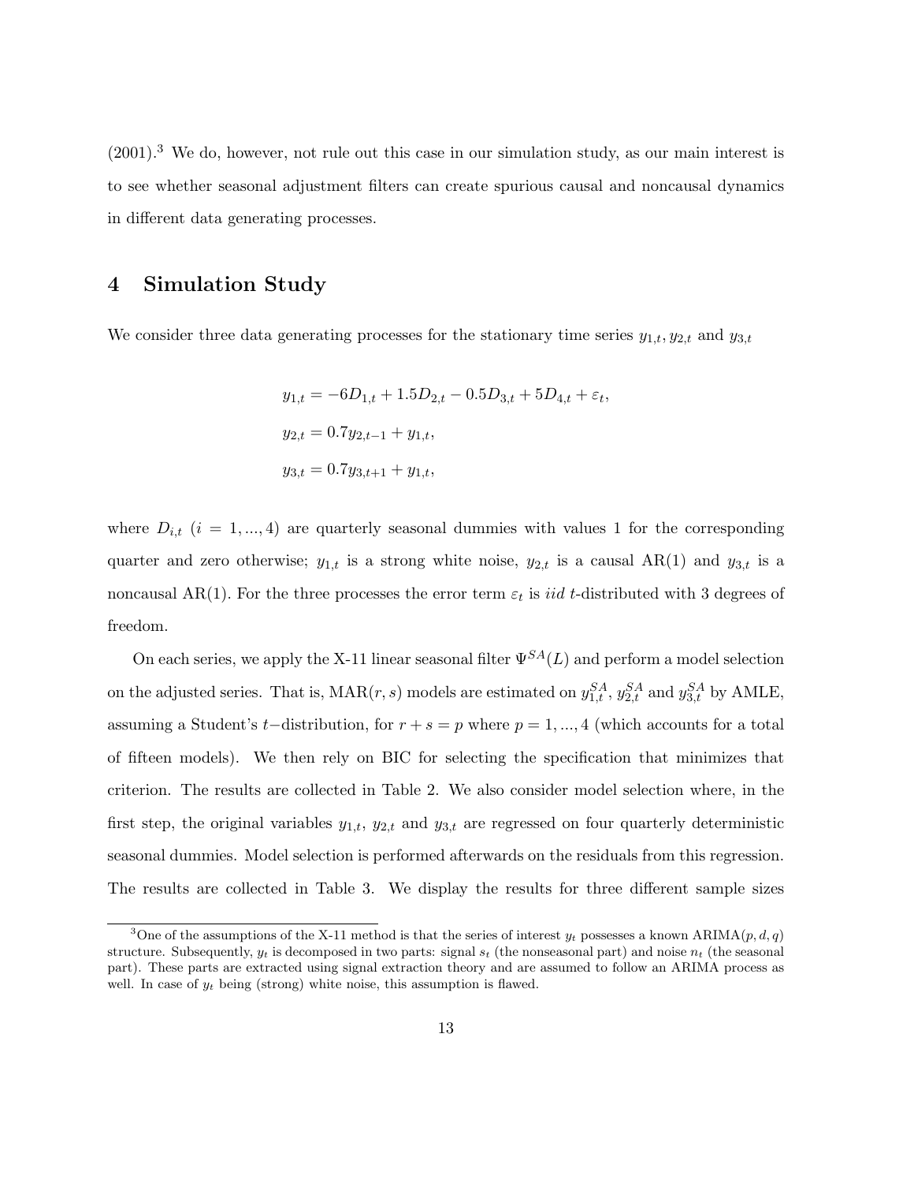(2001).[3] We do, however, not rule out this case in our simulation study, as our main interest is to see whether seasonal adjustment filters can create spurious causal and noncausal dynamics in different data generating processes.

# 4 Simulation Study

We consider three data generating processes for the stationary time series $y_{1,t}, y_{2,t}$ and $y_{3,t}$

$$
\begin{aligned}
y_{1,t} &= -6D_{1,t} + 1.5D_{2,t} - 0.5D_{3,t} + 5D_{4,t} + \varepsilon_t, \\
y_{2,t} &= 0.7y_{2,t-1} + y_{1,t}, \\
y_{3,t} &= 0.7y_{3,t+1} + y_{1,t},
\end{aligned}
$$

where $D_{i,t}$ $(i = 1, ..., 4)$ are quarterly seasonal dummies with values 1 for the corresponding quarter and zero otherwise; $y_{1,t}$ is a strong white noise, $y_{2,t}$ is a causal AR(1) and $y_{3,t}$ is a noncausal AR(1). For the three processes the error term $\varepsilon_t$ is *iid* $t$-distributed with 3 degrees of freedom.

On each series, we apply the X-11 linear seasonal filter $\Psi^{SA}(L)$ and perform a model selection on the adjusted series. That is, MAR$(r, s)$ models are estimated on $y_{1,t}^{SA}$, $y_{2,t}^{SA}$ and $y_{3,t}^{SA}$ by AMLE, assuming a Student's $t-$distribution, for $r + s = p$ where $p = 1, ..., 4$ (which accounts for a total of fifteen models). We then rely on BIC for selecting the specification that minimizes that criterion. The results are collected in Table 2. We also consider model selection where, in the first step, the original variables $y_{1,t}$, $y_{2,t}$ and $y_{3,t}$ are regressed on four quarterly deterministic seasonal dummies. Model selection is performed afterwards on the residuals from this regression. The results are collected in Table 3. We display the results for three different sample sizes

[3] One of the assumptions of the X-11 method is that the series of interest $y_t$ possesses a known ARIMA$(p, d, q)$ structure. Subsequently, $y_t$ is decomposed in two parts: signal $s_t$ (the nonseasonal part) and noise $n_t$ (the seasonal part). These parts are extracted using signal extraction theory and are assumed to follow an ARIMA process as well. In case of $y_t$ being (strong) white noise, this assumption is flawed.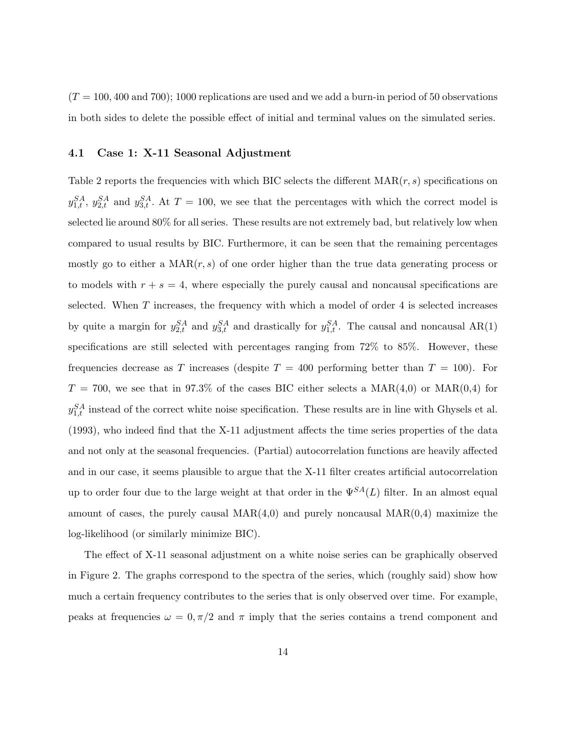($T = 100, 400$ and $700$); 1000 replications are used and we add a burn-in period of 50 observations in both sides to delete the possible effect of initial and terminal values on the simulated series.

### 4.1 Case 1: X-11 Seasonal Adjustment

Table 2 reports the frequencies with which BIC selects the different MAR$(r, s)$ specifications on $y_{1,t}^{SA}$, $y_{2,t}^{SA}$ and $y_{3,t}^{SA}$. At $T = 100$, we see that the percentages with which the correct model is selected lie around 80% for all series. These results are not extremely bad, but relatively low when compared to usual results by BIC. Furthermore, it can be seen that the remaining percentages mostly go to either a MAR$(r, s)$ of one order higher than the true data generating process or to models with $r + s = 4$, where especially the purely causal and noncausal specifications are selected. When $T$ increases, the frequency with which a model of order 4 is selected increases by quite a margin for $y_{2,t}^{SA}$ and $y_{3,t}^{SA}$ and drastically for $y_{1,t}^{SA}$. The causal and noncausal AR(1) specifications are still selected with percentages ranging from 72% to 85%. However, these frequencies decrease as $T$ increases (despite $T = 400$ performing better than $T = 100$). For $T = 700$, we see that in 97.3% of the cases BIC either selects a MAR(4,0) or MAR(0,4) for $y_{1,t}^{SA}$ instead of the correct white noise specification. These results are in line with Ghysels et al. (1993), who indeed find that the X-11 adjustment affects the time series properties of the data and not only at the seasonal frequencies. (Partial) autocorrelation functions are heavily affected and in our case, it seems plausible to argue that the X-11 filter creates artificial autocorrelation up to order four due to the large weight at that order in the $\Psi^{SA}(L)$ filter. In an almost equal amount of cases, the purely causal MAR(4,0) and purely noncausal MAR(0,4) maximize the log-likelihood (or similarly minimize BIC).

The effect of X-11 seasonal adjustment on a white noise series can be graphically observed in Figure 2. The graphs correspond to the spectra of the series, which (roughly said) show how much a certain frequency contributes to the series that is only observed over time. For example, peaks at frequencies $\omega = 0, \pi/2$ and $\pi$ imply that the series contains a trend component and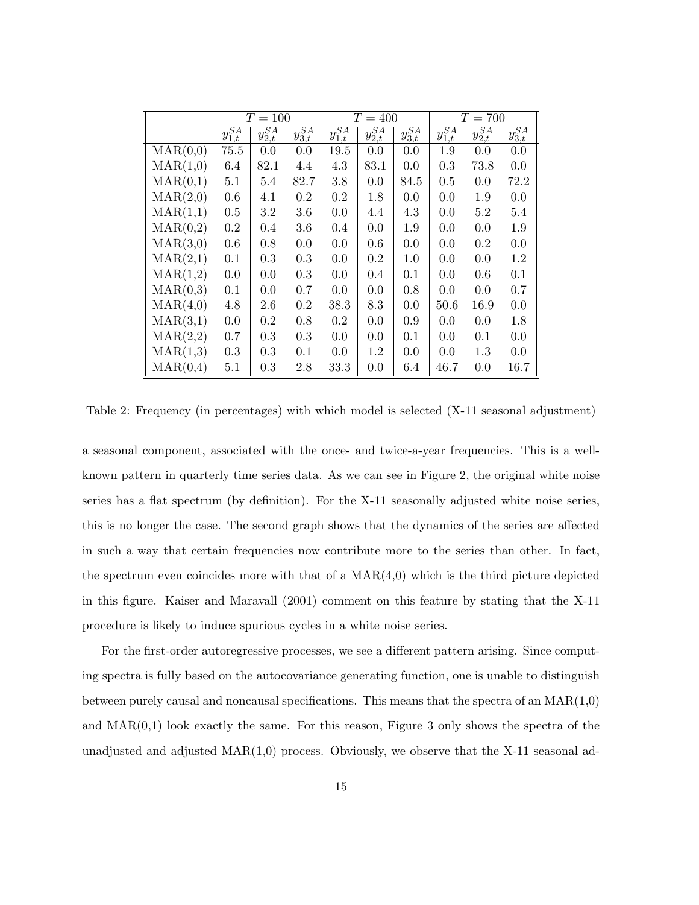| | $T = 100$ | | | $T = 400$ | | | $T = 700$ | | |
|---|---|---|---|---|---|---|---|---|---|
| | $y_{1,t}^{SA}$ | $y_{2,t}^{SA}$ | $y_{3,t}^{SA}$ | $y_{1,t}^{SA}$ | $y_{2,t}^{SA}$ | $y_{3,t}^{SA}$ | $y_{1,t}^{SA}$ | $y_{2,t}^{SA}$ | $y_{3,t}^{SA}$ |
| MAR(0,0) | 75.5 | 0.0 | 0.0 | 19.5 | 0.0 | 0.0 | 1.9 | 0.0 | 0.0 |
| MAR(1,0) | 6.4 | 82.1 | 4.4 | 4.3 | 83.1 | 0.0 | 0.3 | 73.8 | 0.0 |
| MAR(0,1) | 5.1 | 5.4 | 82.7 | 3.8 | 0.0 | 84.5 | 0.5 | 0.0 | 72.2 |
| MAR(2,0) | 0.6 | 4.1 | 0.2 | 0.2 | 1.8 | 0.0 | 0.0 | 1.9 | 0.0 |
| MAR(1,1) | 0.5 | 3.2 | 3.6 | 0.0 | 4.4 | 4.3 | 0.0 | 5.2 | 5.4 |
| MAR(0,2) | 0.2 | 0.4 | 3.6 | 0.4 | 0.0 | 1.9 | 0.0 | 0.0 | 1.9 |
| MAR(3,0) | 0.6 | 0.8 | 0.0 | 0.0 | 0.6 | 0.0 | 0.0 | 0.2 | 0.0 |
| MAR(2,1) | 0.1 | 0.3 | 0.3 | 0.0 | 0.2 | 1.0 | 0.0 | 0.0 | 1.2 |
| MAR(1,2) | 0.0 | 0.0 | 0.3 | 0.0 | 0.4 | 0.1 | 0.0 | 0.6 | 0.1 |
| MAR(0,3) | 0.1 | 0.0 | 0.7 | 0.0 | 0.0 | 0.8 | 0.0 | 0.0 | 0.7 |
| MAR(4,0) | 4.8 | 2.6 | 0.2 | 38.3 | 8.3 | 0.0 | 50.6 | 16.9 | 0.0 |
| MAR(3,1) | 0.0 | 0.2 | 0.8 | 0.2 | 0.0 | 0.9 | 0.0 | 0.0 | 1.8 |
| MAR(2,2) | 0.7 | 0.3 | 0.3 | 0.0 | 0.0 | 0.1 | 0.0 | 0.1 | 0.0 |
| MAR(1,3) | 0.3 | 0.3 | 0.1 | 0.0 | 1.2 | 0.0 | 0.0 | 1.3 | 0.0 |
| MAR(0,4) | 5.1 | 0.3 | 2.8 | 33.3 | 0.0 | 6.4 | 46.7 | 0.0 | 16.7 |

Table 2: Frequency (in percentages) with which model is selected (X-11 seasonal adjustment)

a seasonal component, associated with the once- and twice-a-year frequencies. This is a well-known pattern in quarterly time series data. As we can see in Figure 2, the original white noise series has a flat spectrum (by definition). For the X-11 seasonally adjusted white noise series, this is no longer the case. The second graph shows that the dynamics of the series are affected in such a way that certain frequencies now contribute more to the series than other. In fact, the spectrum even coincides more with that of a MAR(4,0) which is the third picture depicted in this figure. Kaiser and Maravall (2001) comment on this feature by stating that the X-11 procedure is likely to induce spurious cycles in a white noise series.

For the first-order autoregressive processes, we see a different pattern arising. Since computing spectra is fully based on the autocovariance generating function, one is unable to distinguish between purely causal and noncausal specifications. This means that the spectra of an MAR(1,0) and MAR(0,1) look exactly the same. For this reason, Figure 3 only shows the spectra of the unadjusted and adjusted MAR(1,0) process. Obviously, we observe that the X-11 seasonal ad-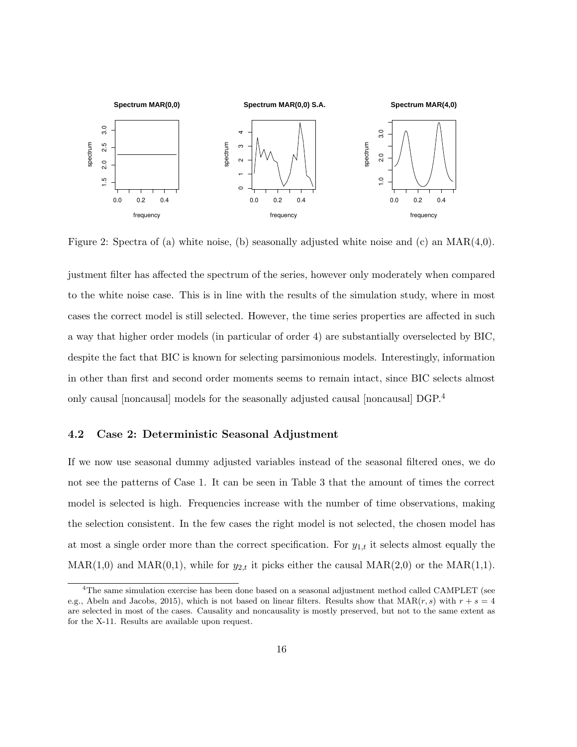Figure 2: Spectra of (a) white noise, (b) seasonally adjusted white noise and (c) an MAR(4,0).

justment filter has affected the spectrum of the series, however only moderately when compared to the white noise case. This is in line with the results of the simulation study, where in most cases the correct model is still selected. However, the time series properties are affected in such a way that higher order models (in particular of order 4) are substantially overselected by BIC, despite the fact that BIC is known for selecting parsimonious models. Interestingly, information in other than first and second order moments seems to remain intact, since BIC selects almost only causal [noncausal] models for the seasonally adjusted causal [noncausal] DGP.[4]

### 4.2 Case 2: Deterministic Seasonal Adjustment

If we now use seasonal dummy adjusted variables instead of the seasonal filtered ones, we do not see the patterns of Case 1. It can be seen in Table 3 that the amount of times the correct model is selected is high. Frequencies increase with the number of time observations, making the selection consistent. In the few cases the right model is not selected, the chosen model has at most a single order more than the correct specification. For $y_{1,t}$ it selects almost equally the MAR(1,0) and MAR(0,1), while for $y_{2,t}$ it picks either the causal MAR(2,0) or the MAR(1,1).

[4] The same simulation exercise has been done based on a seasonal adjustment method called CAMPLET (see e.g., Abeln and Jacobs, 2015), which is not based on linear filters. Results show that MAR$(r, s)$ with $r + s = 4$ are selected in most of the cases. Causality and noncausality is mostly preserved, but not to the same extent as for the X-11. Results are available upon request.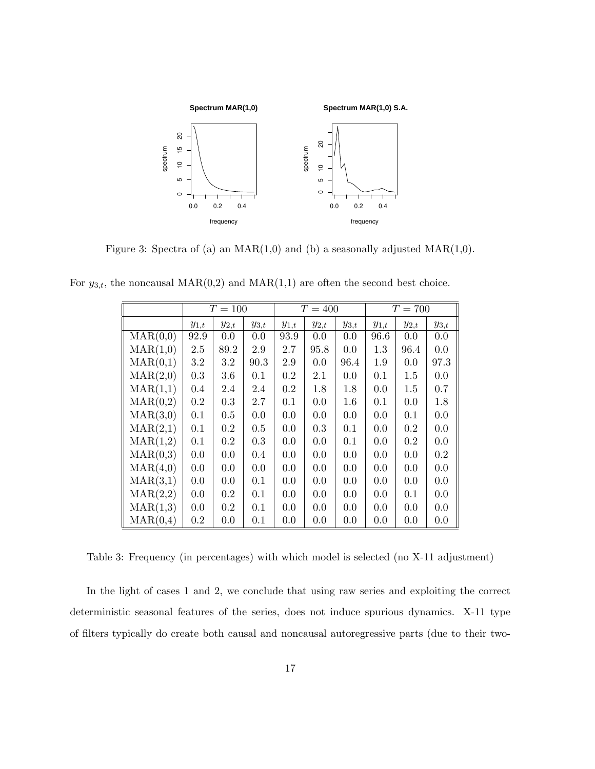Figure 3: Spectra of (a) an MAR(1,0) and (b) a seasonally adjusted MAR(1,0).

For $y_{3,t}$, the noncausal MAR(0,2) and MAR(1,1) are often the second best choice.

| | $T = 100$ | | | $T = 400$ | | | $T = 700$ | | |
|---|---|---|---|---|---|---|---|---|---|
| | $y_{1,t}$ | $y_{2,t}$ | $y_{3,t}$ | $y_{1,t}$ | $y_{2,t}$ | $y_{3,t}$ | $y_{1,t}$ | $y_{2,t}$ | $y_{3,t}$ |
| MAR(0,0) | 92.9 | 0.0 | 0.0 | 93.9 | 0.0 | 0.0 | 96.6 | 0.0 | 0.0 |
| MAR(1,0) | 2.5 | 89.2 | 2.9 | 2.7 | 95.8 | 0.0 | 1.3 | 96.4 | 0.0 |
| MAR(0,1) | 3.2 | 3.2 | 90.3 | 2.9 | 0.0 | 96.4 | 1.9 | 0.0 | 97.3 |
| MAR(2,0) | 0.3 | 3.6 | 0.1 | 0.2 | 2.1 | 0.0 | 0.1 | 1.5 | 0.0 |
| MAR(1,1) | 0.4 | 2.4 | 2.4 | 0.2 | 1.8 | 1.8 | 0.0 | 1.5 | 0.7 |
| MAR(0,2) | 0.2 | 0.3 | 2.7 | 0.1 | 0.0 | 1.6 | 0.1 | 0.0 | 1.8 |
| MAR(3,0) | 0.1 | 0.5 | 0.0 | 0.0 | 0.0 | 0.0 | 0.0 | 0.1 | 0.0 |
| MAR(2,1) | 0.1 | 0.2 | 0.5 | 0.0 | 0.3 | 0.1 | 0.0 | 0.2 | 0.0 |
| MAR(1,2) | 0.1 | 0.2 | 0.3 | 0.0 | 0.0 | 0.1 | 0.0 | 0.2 | 0.0 |
| MAR(0,3) | 0.0 | 0.0 | 0.4 | 0.0 | 0.0 | 0.0 | 0.0 | 0.0 | 0.2 |
| MAR(4,0) | 0.0 | 0.0 | 0.0 | 0.0 | 0.0 | 0.0 | 0.0 | 0.0 | 0.0 |
| MAR(3,1) | 0.0 | 0.0 | 0.1 | 0.0 | 0.0 | 0.0 | 0.0 | 0.0 | 0.0 |
| MAR(2,2) | 0.0 | 0.2 | 0.1 | 0.0 | 0.0 | 0.0 | 0.0 | 0.1 | 0.0 |
| MAR(1,3) | 0.0 | 0.2 | 0.1 | 0.0 | 0.0 | 0.0 | 0.0 | 0.0 | 0.0 |
| MAR(0,4) | 0.2 | 0.0 | 0.1 | 0.0 | 0.0 | 0.0 | 0.0 | 0.0 | 0.0 |

Table 3: Frequency (in percentages) with which model is selected (no X-11 adjustment)

In the light of cases 1 and 2, we conclude that using raw series and exploiting the correct deterministic seasonal features of the series, does not induce spurious dynamics. X-11 type of filters typically do create both causal and noncausal autoregressive parts (due to their two-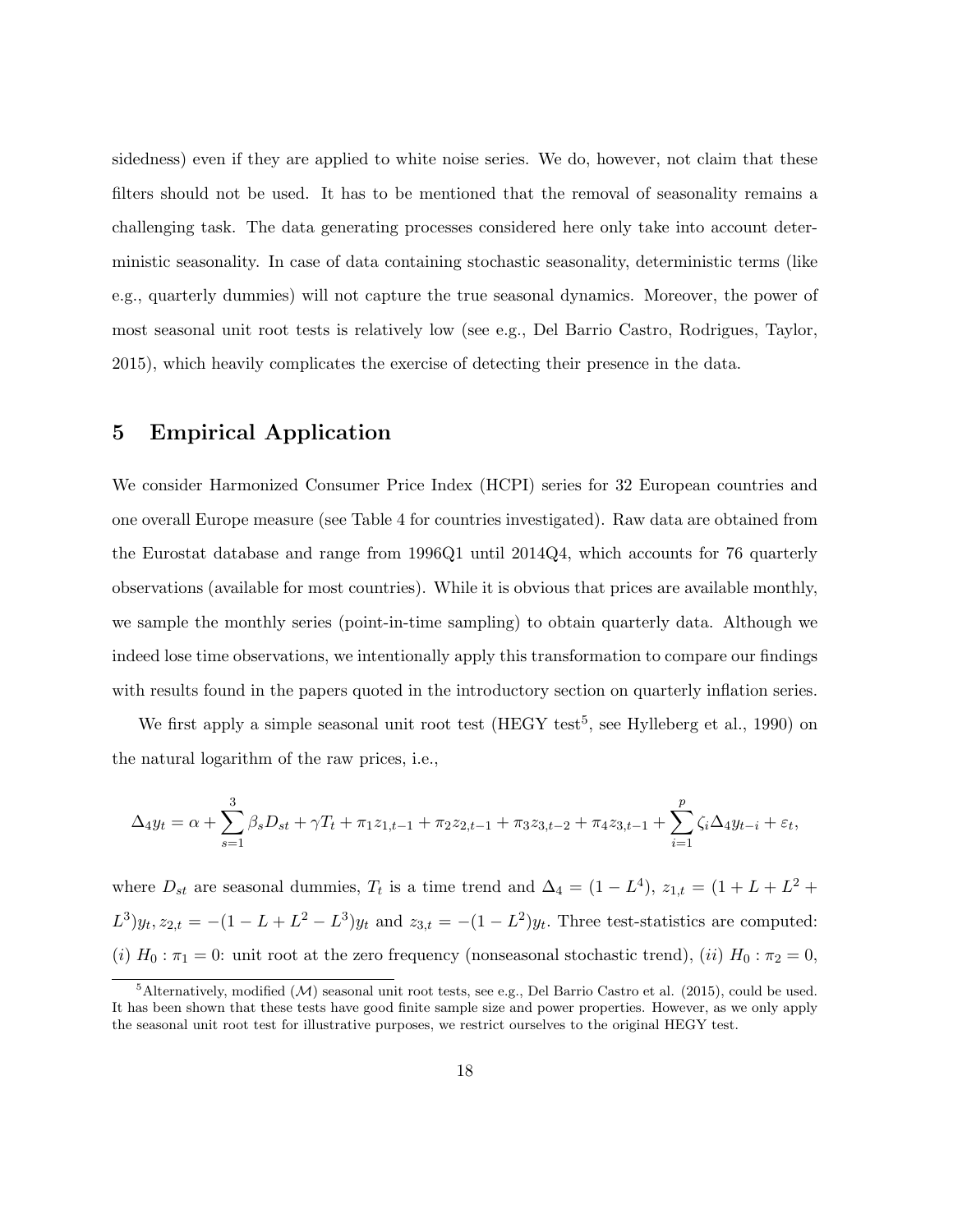sidedness) even if they are applied to white noise series. We do, however, not claim that these filters should not be used. It has to be mentioned that the removal of seasonality remains a challenging task. The data generating processes considered here only take into account deterministic seasonality. In case of data containing stochastic seasonality, deterministic terms (like e.g., quarterly dummies) will not capture the true seasonal dynamics. Moreover, the power of most seasonal unit root tests is relatively low (see e.g., Del Barrio Castro, Rodrigues, Taylor, 2015), which heavily complicates the exercise of detecting their presence in the data.

## 5 Empirical Application

We consider Harmonized Consumer Price Index (HCPI) series for 32 European countries and one overall Europe measure (see Table 4 for countries investigated). Raw data are obtained from the Eurostat database and range from 1996Q1 until 2014Q4, which accounts for 76 quarterly observations (available for most countries). While it is obvious that prices are available monthly, we sample the monthly series (point-in-time sampling) to obtain quarterly data. Although we indeed lose time observations, we intentionally apply this transformation to compare our findings with results found in the papers quoted in the introductory section on quarterly inflation series.

We first apply a simple seasonal unit root test (HEGY test[5], see Hylleberg et al., 1990) on the natural logarithm of the raw prices, i.e.,

$$\Delta_4 y_t = \alpha + \sum_{s=1}^{3} \beta_s D_{st} + \gamma T_t + \pi_1 z_{1,t-1} + \pi_2 z_{2,t-1} + \pi_3 z_{3,t-2} + \pi_4 z_{3,t-1} + \sum_{i=1}^{p} \zeta_i \Delta_4 y_{t-i} + \varepsilon_t,$$

where $D_{st}$ are seasonal dummies, $T_t$ is a time trend and $\Delta_4 = (1 - L^4)$, $z_{1,t} = (1 + L + L^2 + L^3)y_t$, $z_{2,t} = -(1 - L + L^2 - L^3)y_t$ and $z_{3,t} = -(1 - L^2)y_t$. Three test-statistics are computed: $(i)$ $H_0 : \pi_1 = 0$: unit root at the zero frequency (nonseasonal stochastic trend), $(ii)$ $H_0 : \pi_2 = 0$,

[5] Alternatively, modified ($\mathcal{M}$) seasonal unit root tests, see e.g., Del Barrio Castro et al. (2015), could be used. It has been shown that these tests have good finite sample size and power properties. However, as we only apply the seasonal unit root test for illustrative purposes, we restrict ourselves to the original HEGY test.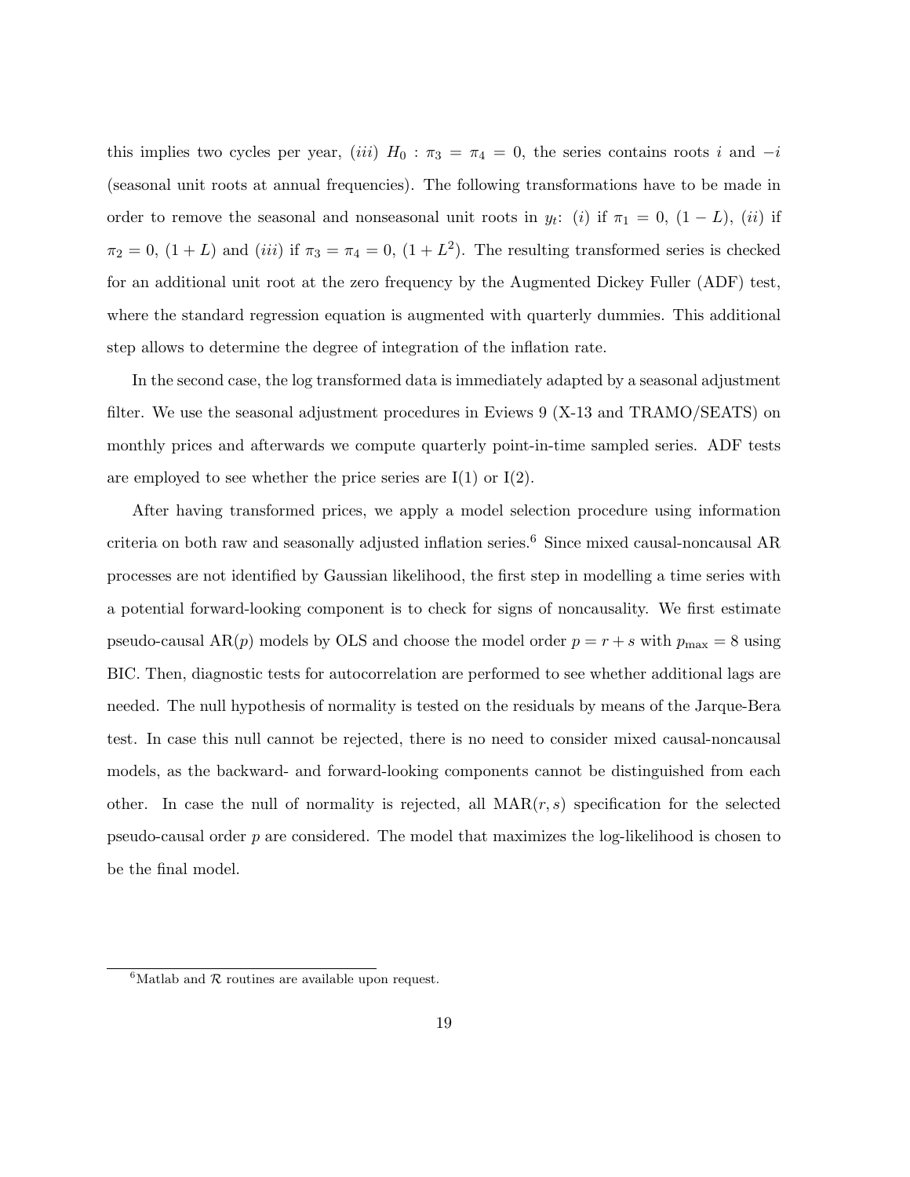this implies two cycles per year, (*iii*) $H_0 : \pi_3 = \pi_4 = 0$, the series contains roots $i$ and $-i$ (seasonal unit roots at annual frequencies). The following transformations have to be made in order to remove the seasonal and nonseasonal unit roots in $y_t$: (*i*) if $\pi_1 = 0$, $(1 - L)$, (*ii*) if $\pi_2 = 0$, $(1 + L)$ and (*iii*) if $\pi_3 = \pi_4 = 0$, $(1 + L^2)$. The resulting transformed series is checked for an additional unit root at the zero frequency by the Augmented Dickey Fuller (ADF) test, where the standard regression equation is augmented with quarterly dummies. This additional step allows to determine the degree of integration of the inflation rate.

In the second case, the log transformed data is immediately adapted by a seasonal adjustment filter. We use the seasonal adjustment procedures in Eviews 9 (X-13 and TRAMO/SEATS) on monthly prices and afterwards we compute quarterly point-in-time sampled series. ADF tests are employed to see whether the price series are I(1) or I(2).

After having transformed prices, we apply a model selection procedure using information criteria on both raw and seasonally adjusted inflation series.[6] Since mixed causal-noncausal AR processes are not identified by Gaussian likelihood, the first step in modelling a time series with a potential forward-looking component is to check for signs of noncausality. We first estimate pseudo-causal AR($p$) models by OLS and choose the model order $p = r + s$ with $p_{\max} = 8$ using BIC. Then, diagnostic tests for autocorrelation are performed to see whether additional lags are needed. The null hypothesis of normality is tested on the residuals by means of the Jarque-Bera test. In case this null cannot be rejected, there is no need to consider mixed causal-noncausal models, as the backward- and forward-looking components cannot be distinguished from each other. In case the null of normality is rejected, all MAR($r, s$) specification for the selected pseudo-causal order $p$ are considered. The model that maximizes the log-likelihood is chosen to be the final model.

[6] Matlab and $\mathcal{R}$ routines are available upon request.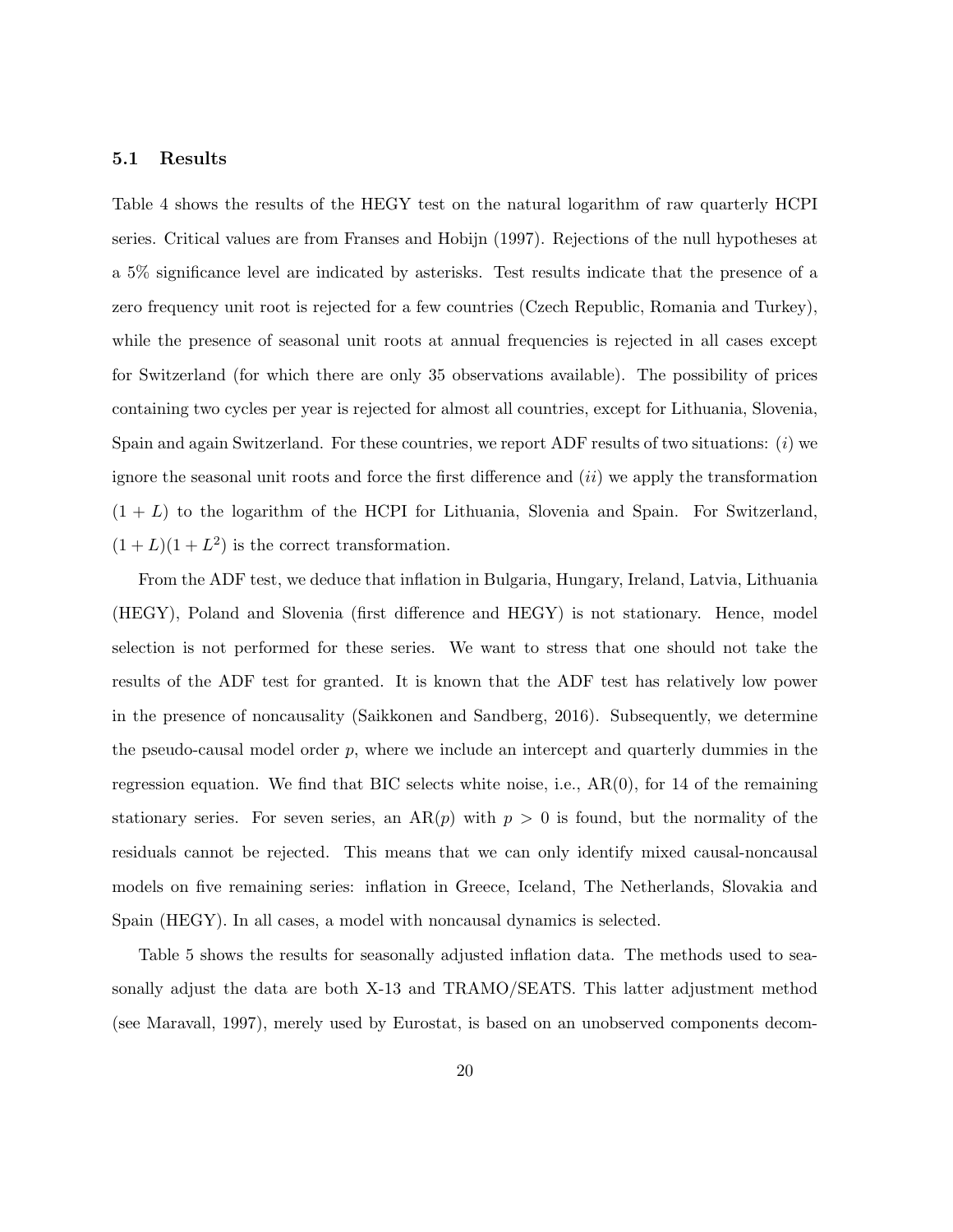### 5.1 Results

Table 4 shows the results of the HEGY test on the natural logarithm of raw quarterly HCPI series. Critical values are from Franses and Hobijn (1997). Rejections of the null hypotheses at a 5% significance level are indicated by asterisks. Test results indicate that the presence of a zero frequency unit root is rejected for a few countries (Czech Republic, Romania and Turkey), while the presence of seasonal unit roots at annual frequencies is rejected in all cases except for Switzerland (for which there are only 35 observations available). The possibility of prices containing two cycles per year is rejected for almost all countries, except for Lithuania, Slovenia, Spain and again Switzerland. For these countries, we report ADF results of two situations: (*i*) we ignore the seasonal unit roots and force the first difference and (*ii*) we apply the transformation $(1 + L)$ to the logarithm of the HCPI for Lithuania, Slovenia and Spain. For Switzerland, $(1 + L)(1 + L^2)$ is the correct transformation.

From the ADF test, we deduce that inflation in Bulgaria, Hungary, Ireland, Latvia, Lithuania (HEGY), Poland and Slovenia (first difference and HEGY) is not stationary. Hence, model selection is not performed for these series. We want to stress that one should not take the results of the ADF test for granted. It is known that the ADF test has relatively low power in the presence of noncausality (Saikkonen and Sandberg, 2016). Subsequently, we determine the pseudo-causal model order $p$, where we include an intercept and quarterly dummies in the regression equation. We find that BIC selects white noise, i.e., AR(0), for 14 of the remaining stationary series. For seven series, an AR($p$) with $p > 0$ is found, but the normality of the residuals cannot be rejected. This means that we can only identify mixed causal-noncausal models on five remaining series: inflation in Greece, Iceland, The Netherlands, Slovakia and Spain (HEGY). In all cases, a model with noncausal dynamics is selected.

Table 5 shows the results for seasonally adjusted inflation data. The methods used to seasonally adjust the data are both X-13 and TRAMO/SEATS. This latter adjustment method (see Maravall, 1997), merely used by Eurostat, is based on an unobserved components decom-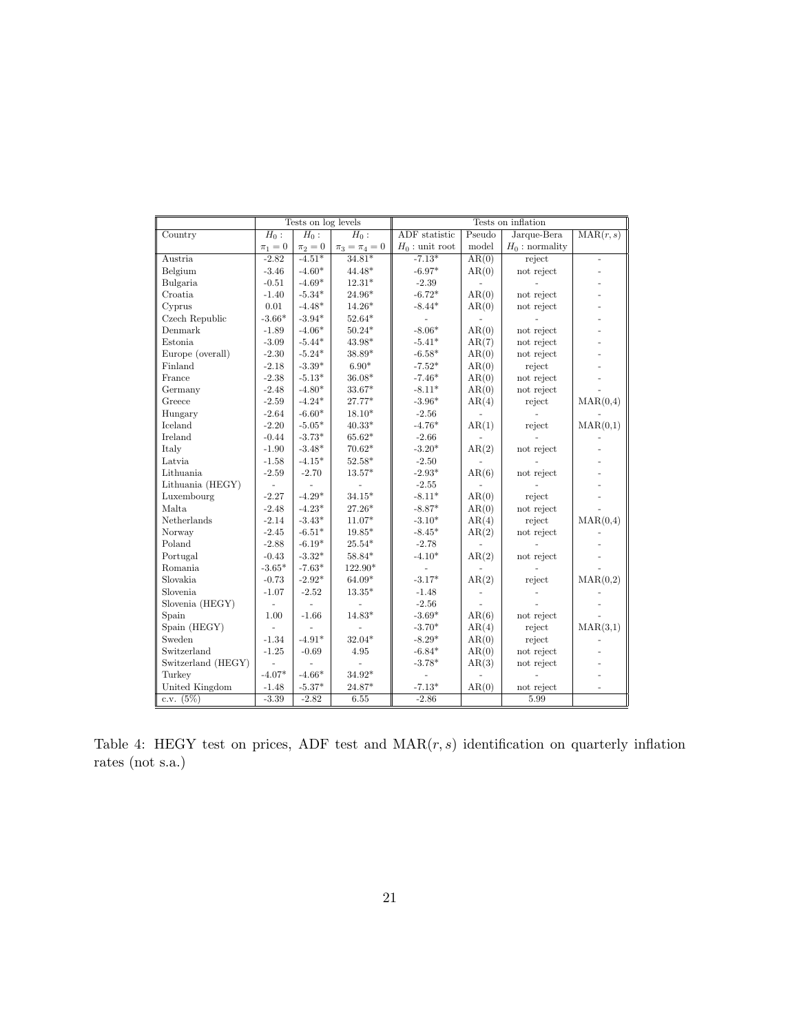| | Tests on log levels | | | Tests on inflation | | | |
|---|---|---|---|---|---|---|---|
| Country | $H_0$ : $\pi_1 = 0$ | $H_0$ : $\pi_2 = 0$ | $H_0$ : $\pi_3 = \pi_4 = 0$ | ADF statistic $H_0$ : unit root | Pseudo model | Jarque-Bera $H_0$ : normality | MAR$(r, s)$ |
| Austria | -2.82 | -4.51* | 34.81* | -7.13* | AR(0) | reject | - |
| Belgium | -3.46 | -4.60* | 44.48* | -6.97* | AR(0) | not reject | - |
| Bulgaria | -0.51 | -4.69* | 12.31* | -2.39 | - | - | - |
| Croatia | -1.40 | -5.34* | 24.96* | -6.72* | AR(0) | not reject | - |
| Cyprus | 0.01 | -4.48* | 14.26* | -8.44* | AR(0) | not reject | - |
| Czech Republic | -3.66* | -3.94* | 52.64* | - | - | - | - |
| Denmark | -1.89 | -4.06* | 50.24* | -8.06* | AR(0) | not reject | - |
| Estonia | -3.09 | -5.44* | 43.98* | -5.41* | AR(7) | not reject | - |
| Europe (overall) | -2.30 | -5.24* | 38.89* | -6.58* | AR(0) | not reject | - |
| Finland | -2.18 | -3.39* | 6.90* | -7.52* | AR(0) | reject | - |
| France | -2.38 | -5.13* | 36.08* | -7.46* | AR(0) | not reject | - |
| Germany | -2.48 | -4.80* | 33.67* | -8.11* | AR(0) | not reject | - |
| Greece | -2.59 | -4.24* | 27.77* | -3.96* | AR(4) | reject | MAR(0,4) |
| Hungary | -2.64 | -6.60* | 18.10* | -2.56 | - | - | - |
| Iceland | -2.20 | -5.05* | 40.33* | -4.76* | AR(1) | reject | MAR(0,1) |
| Ireland | -0.44 | -3.73* | 65.62* | -2.66 | - | - | - |
| Italy | -1.90 | -3.48* | 70.62* | -3.20* | AR(2) | not reject | - |
| Latvia | -1.58 | -4.15* | 52.58* | -2.50 | - | - | - |
| Lithuania | -2.59 | -2.70 | 13.57* | -2.93* | AR(6) | not reject | - |
| Lithuania (HEGY) | - | - | - | -2.55 | - | - | - |
| Luxembourg | -2.27 | -4.29* | 34.15* | -8.11* | AR(0) | reject | - |
| Malta | -2.48 | -4.23* | 27.26* | -8.87* | AR(0) | not reject | - |
| Netherlands | -2.14 | -3.43* | 11.07* | -3.10* | AR(4) | reject | MAR(0,4) |
| Norway | -2.45 | -6.51* | 19.85* | -8.45* | AR(2) | not reject | - |
| Poland | -2.88 | -6.19* | 25.54* | -2.78 | - | - | - |
| Portugal | -0.43 | -3.32* | 58.84* | -4.10* | AR(2) | not reject | - |
| Romania | -3.65* | -7.63* | 122.90* | - | - | - | - |
| Slovakia | -0.73 | -2.92* | 64.09* | -3.17* | AR(2) | reject | MAR(0,2) |
| Slovenia | -1.07 | -2.52 | 13.35* | -1.48 | - | - | - |
| Slovenia (HEGY) | - | - | - | -2.56 | - | - | - |
| Spain | 1.00 | -1.66 | 14.83* | -3.69* | AR(6) | not reject | - |
| Spain (HEGY) | - | - | - | -3.70* | AR(4) | reject | MAR(3,1) |
| Sweden | -1.34 | -4.91* | 32.04* | -8.29* | AR(0) | reject | - |
| Switzerland | -1.25 | -0.69 | 4.95 | -6.84* | AR(0) | not reject | - |
| Switzerland (HEGY) | - | - | - | -3.78* | AR(3) | not reject | - |
| Turkey | -4.07* | -4.66* | 34.92* | - | - | - | - |
| United Kingdom | -1.48 | -5.37* | 24.87* | -7.13* | AR(0) | not reject | - |
| c.v. (5%) | -3.39 | -2.82 | 6.55 | -2.86 | | 5.99 | |

Table 4: HEGY test on prices, ADF test and MAR$(r, s)$ identification on quarterly inflation rates (not s.a.)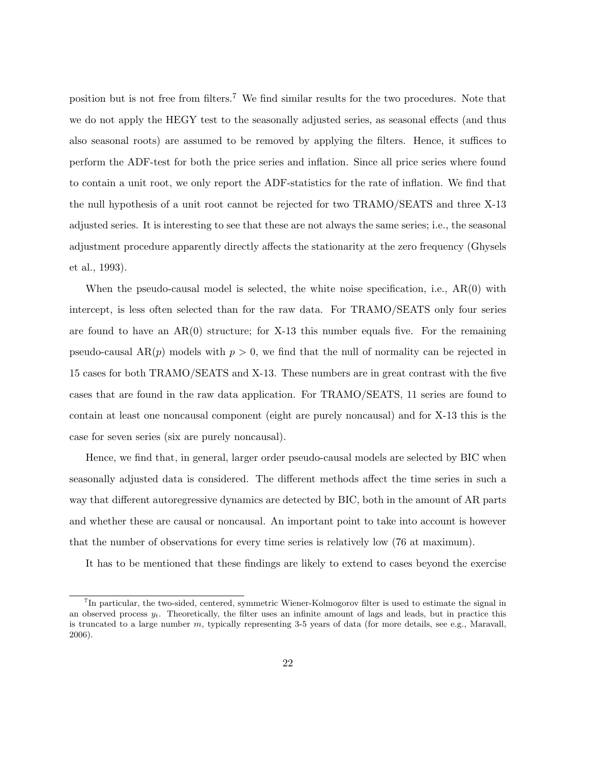position but is not free from filters.[7] We find similar results for the two procedures. Note that we do not apply the HEGY test to the seasonally adjusted series, as seasonal effects (and thus also seasonal roots) are assumed to be removed by applying the filters. Hence, it suffices to perform the ADF-test for both the price series and inflation. Since all price series where found to contain a unit root, we only report the ADF-statistics for the rate of inflation. We find that the null hypothesis of a unit root cannot be rejected for two TRAMO/SEATS and three X-13 adjusted series. It is interesting to see that these are not always the same series; i.e., the seasonal adjustment procedure apparently directly affects the stationarity at the zero frequency (Ghysels et al., 1993).

When the pseudo-causal model is selected, the white noise specification, i.e., AR(0) with intercept, is less often selected than for the raw data. For TRAMO/SEATS only four series are found to have an AR(0) structure; for X-13 this number equals five. For the remaining pseudo-causal AR($p$) models with $p > 0$, we find that the null of normality can be rejected in 15 cases for both TRAMO/SEATS and X-13. These numbers are in great contrast with the five cases that are found in the raw data application. For TRAMO/SEATS, 11 series are found to contain at least one noncausal component (eight are purely noncausal) and for X-13 this is the case for seven series (six are purely noncausal).

Hence, we find that, in general, larger order pseudo-causal models are selected by BIC when seasonally adjusted data is considered. The different methods affect the time series in such a way that different autoregressive dynamics are detected by BIC, both in the amount of AR parts and whether these are causal or noncausal. An important point to take into account is however that the number of observations for every time series is relatively low (76 at maximum).

It has to be mentioned that these findings are likely to extend to cases beyond the exercise

[7] In particular, the two-sided, centered, symmetric Wiener-Kolmogorov filter is used to estimate the signal in an observed process $y_t$. Theoretically, the filter uses an infinite amount of lags and leads, but in practice this is truncated to a large number $m$, typically representing 3-5 years of data (for more details, see e.g., Maravall, 2006).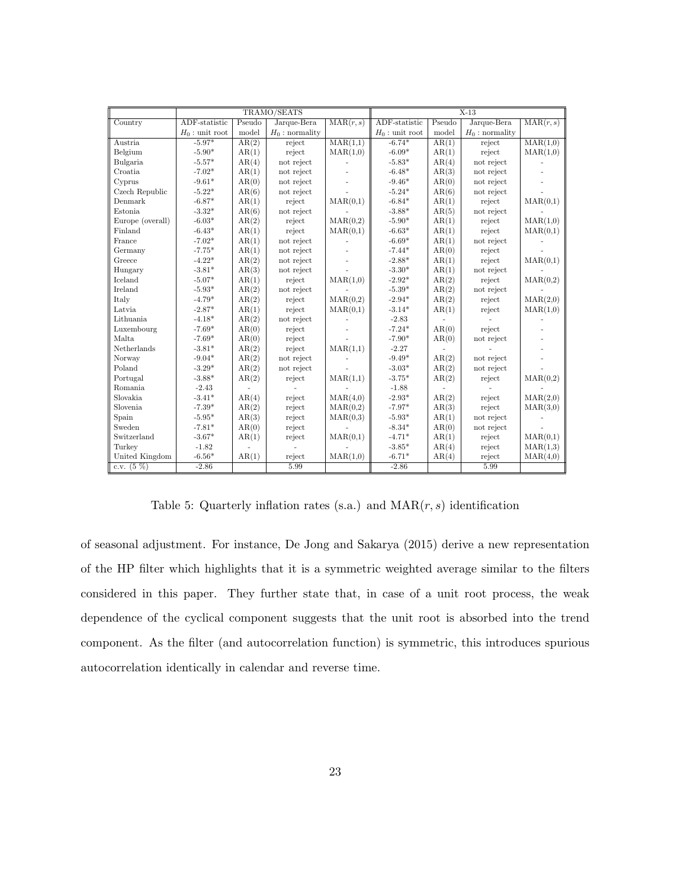| | TRAMO/SEATS | | | | X-13 | | | |
|---|---|---|---|---|---|---|---|---|
| Country | ADF-statistic | Pseudo | Jarque-Bera | MAR$(r,s)$ | ADF-statistic | Pseudo | Jarque-Bera | MAR$(r,s)$ |
| | $H_0$ : unit root | model | $H_0$ : normality | | $H_0$ : unit root | model | $H_0$ : normality | |
| Austria | -5.97* | AR(2) | reject | MAR(1,1) | -6.74* | AR(1) | reject | MAR(1,0) |
| Belgium | -5.90* | AR(1) | reject | MAR(1,0) | -6.09* | AR(1) | reject | MAR(1,0) |
| Bulgaria | -5.57* | AR(4) | not reject | - | -5.83* | AR(4) | not reject | - |
| Croatia | -7.02* | AR(1) | not reject | - | -6.48* | AR(3) | not reject | - |
| Cyprus | -9.61* | AR(0) | not reject | - | -9.46* | AR(0) | not reject | - |
| Czech Republic | -5.22* | AR(6) | not reject | - | -5.24* | AR(6) | not reject | - |
| Denmark | -6.87* | AR(1) | reject | MAR(0,1) | -6.84* | AR(1) | reject | MAR(0,1) |
| Estonia | -3.32* | AR(6) | not reject | - | -3.88* | AR(5) | not reject | - |
| Europe (overall) | -6.03* | AR(2) | reject | MAR(0,2) | -5.90* | AR(1) | reject | MAR(1,0) |
| Finland | -6.43* | AR(1) | reject | MAR(0,1) | -6.63* | AR(1) | reject | MAR(0,1) |
| France | -7.02* | AR(1) | not reject | - | -6.69* | AR(1) | not reject | - |
| Germany | -7.75* | AR(1) | not reject | - | -7.44* | AR(0) | reject | - |
| Greece | -4.22* | AR(2) | not reject | - | -2.88* | AR(1) | reject | MAR(0,1) |
| Hungary | -3.81* | AR(3) | not reject | - | -3.30* | AR(1) | not reject | - |
| Iceland | -5.07* | AR(1) | reject | MAR(1,0) | -2.92* | AR(2) | reject | MAR(0,2) |
| Ireland | -5.93* | AR(2) | not reject | - | -5.39* | AR(2) | not reject | - |
| Italy | -4.79* | AR(2) | reject | MAR(0,2) | -2.94* | AR(2) | reject | MAR(2,0) |
| Latvia | -2.87* | AR(1) | reject | MAR(0,1) | -3.14* | AR(1) | reject | MAR(1,0) |
| Lithuania | -4.18* | AR(2) | not reject | - | -2.83 | - | - | - |
| Luxembourg | -7.69* | AR(0) | reject | - | -7.24* | AR(0) | reject | - |
| Malta | -7.69* | AR(0) | reject | - | -7.90* | AR(0) | not reject | - |
| Netherlands | -3.81* | AR(2) | reject | MAR(1,1) | -2.27 | - | - | - |
| Norway | -9.04* | AR(2) | not reject | - | -9.49* | AR(2) | not reject | - |
| Poland | -3.29* | AR(2) | not reject | - | -3.03* | AR(2) | not reject | - |
| Portugal | -3.88* | AR(2) | reject | MAR(1,1) | -3.75* | AR(2) | reject | MAR(0,2) |
| Romania | -2.43 | - | - | - | -1.88 | - | - | - |
| Slovakia | -3.41* | AR(4) | reject | MAR(4,0) | -2.93* | AR(2) | reject | MAR(2,0) |
| Slovenia | -7.39* | AR(2) | reject | MAR(0,2) | -7.97* | AR(3) | reject | MAR(3,0) |
| Spain | -5.95* | AR(3) | reject | MAR(0,3) | -5.93* | AR(1) | not reject | - |
| Sweden | -7.81* | AR(0) | reject | - | -8.34* | AR(0) | not reject | - |
| Switzerland | -3.67* | AR(1) | reject | MAR(0,1) | -4.71* | AR(1) | reject | MAR(0,1) |
| Turkey | -1.82 | - | - | - | -3.85* | AR(4) | reject | MAR(1,3) |
| United Kingdom | -6.56* | AR(1) | reject | MAR(1,0) | -6.71* | AR(4) | reject | MAR(4,0) |
| c.v. (5 %) | -2.86 | | 5.99 | | -2.86 | | 5.99 | |

Table 5: Quarterly inflation rates (s.a.) and MAR$(r,s)$ identification

of seasonal adjustment. For instance, De Jong and Sakarya (2015) derive a new representation of the HP filter which highlights that it is a symmetric weighted average similar to the filters considered in this paper. They further state that, in case of a unit root process, the weak dependence of the cyclical component suggests that the unit root is absorbed into the trend component. As the filter (and autocorrelation function) is symmetric, this introduces spurious autocorrelation identically in calendar and reverse time.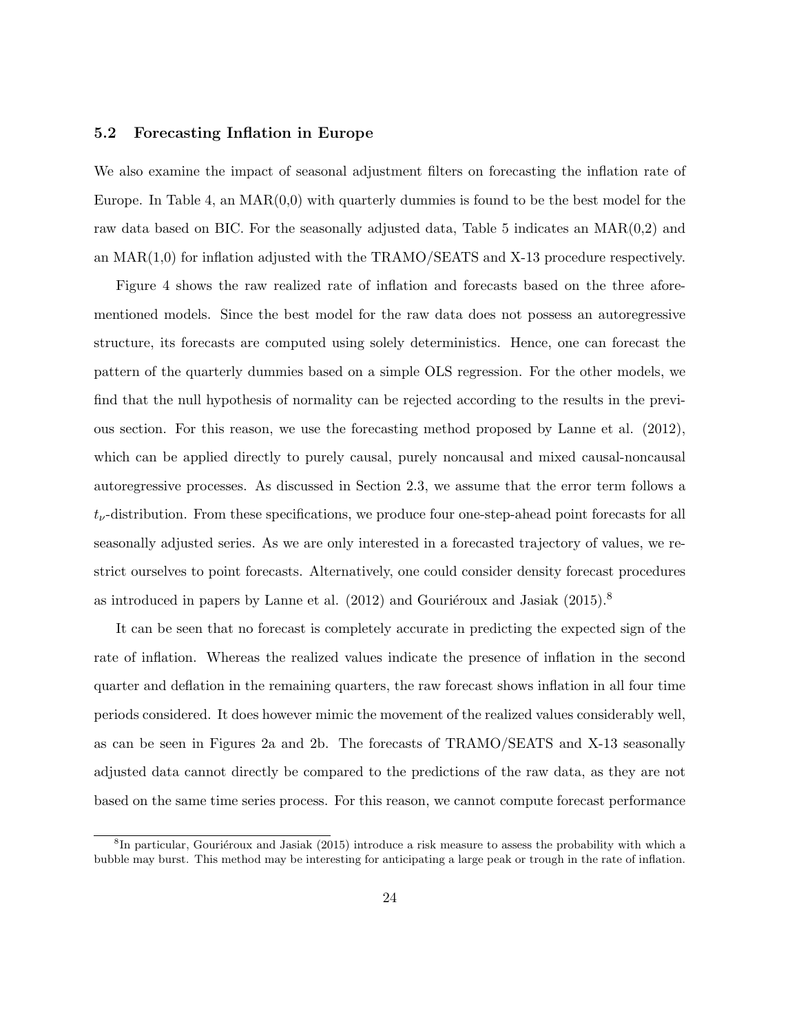### 5.2 Forecasting Inflation in Europe

We also examine the impact of seasonal adjustment filters on forecasting the inflation rate of Europe. In Table 4, an MAR(0,0) with quarterly dummies is found to be the best model for the raw data based on BIC. For the seasonally adjusted data, Table 5 indicates an MAR(0,2) and an MAR(1,0) for inflation adjusted with the TRAMO/SEATS and X-13 procedure respectively.

Figure 4 shows the raw realized rate of inflation and forecasts based on the three aforementioned models. Since the best model for the raw data does not possess an autoregressive structure, its forecasts are computed using solely deterministics. Hence, one can forecast the pattern of the quarterly dummies based on a simple OLS regression. For the other models, we find that the null hypothesis of normality can be rejected according to the results in the previous section. For this reason, we use the forecasting method proposed by Lanne et al. (2012), which can be applied directly to purely causal, purely noncausal and mixed causal-noncausal autoregressive processes. As discussed in Section 2.3, we assume that the error term follows a $t_\nu$-distribution. From these specifications, we produce four one-step-ahead point forecasts for all seasonally adjusted series. As we are only interested in a forecasted trajectory of values, we restrict ourselves to point forecasts. Alternatively, one could consider density forecast procedures as introduced in papers by Lanne et al. (2012) and Gouriéroux and Jasiak (2015).[8]

It can be seen that no forecast is completely accurate in predicting the expected sign of the rate of inflation. Whereas the realized values indicate the presence of inflation in the second quarter and deflation in the remaining quarters, the raw forecast shows inflation in all four time periods considered. It does however mimic the movement of the realized values considerably well, as can be seen in Figures 2a and 2b. The forecasts of TRAMO/SEATS and X-13 seasonally adjusted data cannot directly be compared to the predictions of the raw data, as they are not based on the same time series process. For this reason, we cannot compute forecast performance

[8] In particular, Gouriéroux and Jasiak (2015) introduce a risk measure to assess the probability with which a bubble may burst. This method may be interesting for anticipating a large peak or trough in the rate of inflation.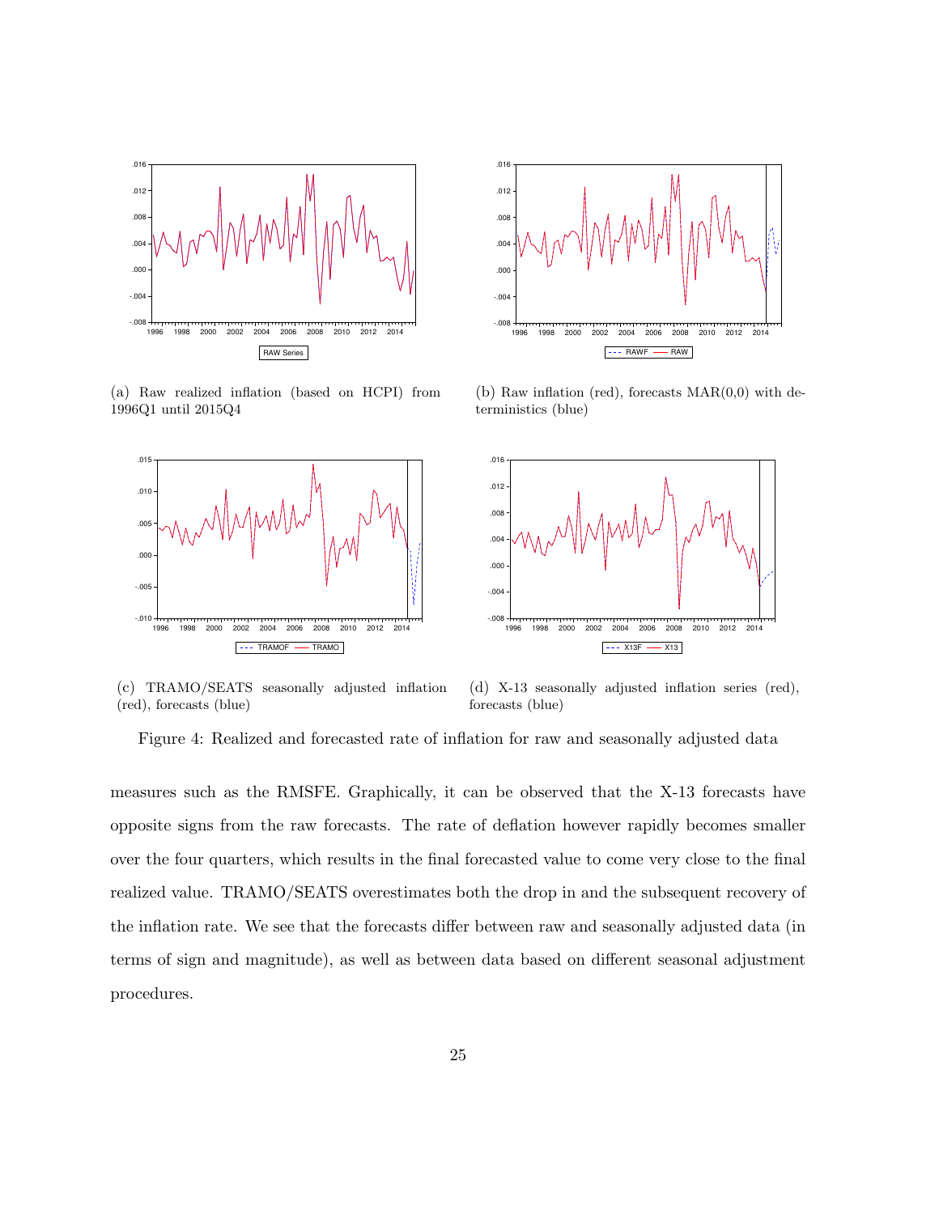(a) Raw realized inflation (based on HCPI) from 1996Q1 until 2015Q4

(b) Raw inflation (red), forecasts MAR(0,0) with deterministics (blue)

(c) TRAMO/SEATS seasonally adjusted inflation (red), forecasts (blue)

(d) X-13 seasonally adjusted inflation series (red), forecasts (blue)

Figure 4: Realized and forecasted rate of inflation for raw and seasonally adjusted data

measures such as the RMSFE. Graphically, it can be observed that the X-13 forecasts have opposite signs from the raw forecasts. The rate of deflation however rapidly becomes smaller over the four quarters, which results in the final forecasted value to come very close to the final realized value. TRAMO/SEATS overestimates both the drop in and the subsequent recovery of the inflation rate. We see that the forecasts differ between raw and seasonally adjusted data (in terms of sign and magnitude), as well as between data based on different seasonal adjustment procedures.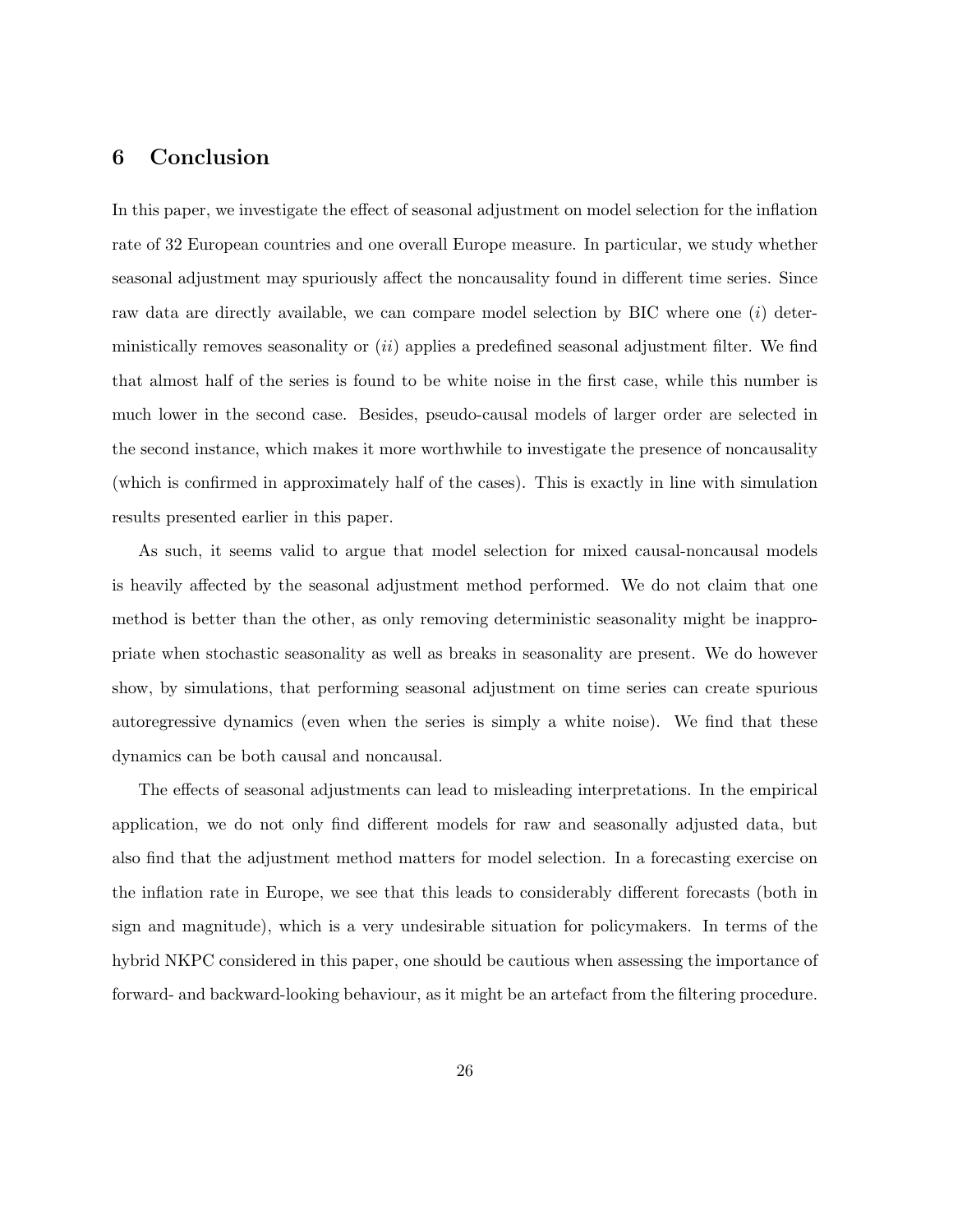## 6 Conclusion

In this paper, we investigate the effect of seasonal adjustment on model selection for the inflation rate of 32 European countries and one overall Europe measure. In particular, we study whether seasonal adjustment may spuriously affect the noncausality found in different time series. Since raw data are directly available, we can compare model selection by BIC where one (*i*) deterministically removes seasonality or (*ii*) applies a predefined seasonal adjustment filter. We find that almost half of the series is found to be white noise in the first case, while this number is much lower in the second case. Besides, pseudo-causal models of larger order are selected in the second instance, which makes it more worthwhile to investigate the presence of noncausality (which is confirmed in approximately half of the cases). This is exactly in line with simulation results presented earlier in this paper.

As such, it seems valid to argue that model selection for mixed causal-noncausal models is heavily affected by the seasonal adjustment method performed. We do not claim that one method is better than the other, as only removing deterministic seasonality might be inappropriate when stochastic seasonality as well as breaks in seasonality are present. We do however show, by simulations, that performing seasonal adjustment on time series can create spurious autoregressive dynamics (even when the series is simply a white noise). We find that these dynamics can be both causal and noncausal.

The effects of seasonal adjustments can lead to misleading interpretations. In the empirical application, we do not only find different models for raw and seasonally adjusted data, but also find that the adjustment method matters for model selection. In a forecasting exercise on the inflation rate in Europe, we see that this leads to considerably different forecasts (both in sign and magnitude), which is a very undesirable situation for policymakers. In terms of the hybrid NKPC considered in this paper, one should be cautious when assessing the importance of forward- and backward-looking behaviour, as it might be an artefact from the filtering procedure.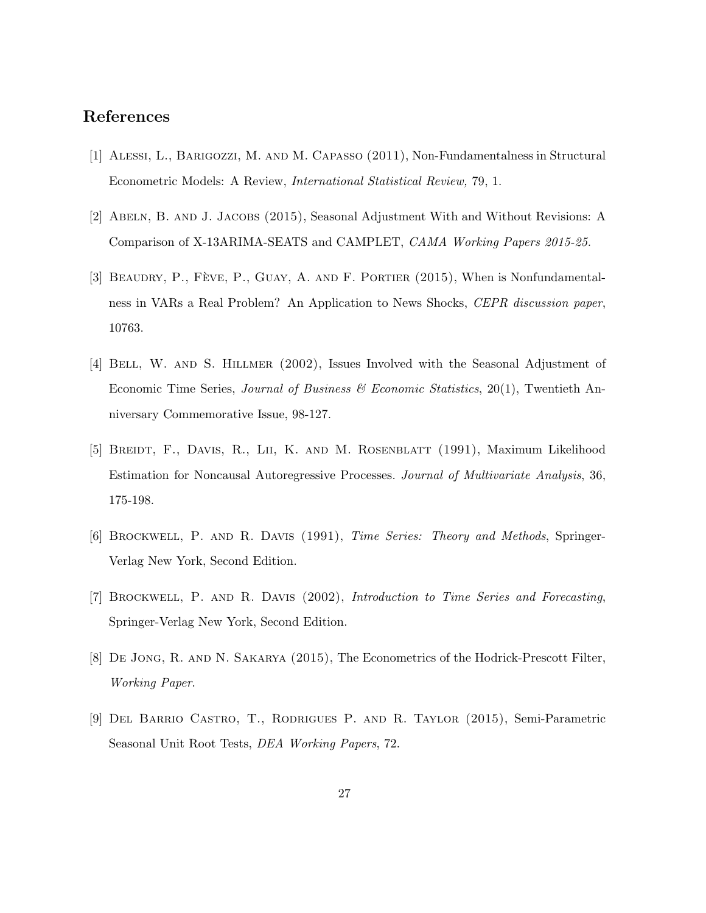# References

[1] Alessi, L., Barigozzi, M. and M. Capasso (2011), Non-Fundamentalness in Structural Econometric Models: A Review, *International Statistical Review,* 79, 1.

[2] Abeln, B. and J. Jacobs (2015), Seasonal Adjustment With and Without Revisions: A Comparison of X-13ARIMA-SEATS and CAMPLET, *CAMA Working Papers 2015-25.*

[3] Beaudry, P., Fève, P., Guay, A. and F. Portier (2015), When is Nonfundamentalness in VARs a Real Problem? An Application to News Shocks, *CEPR discussion paper*, 10763.

[4] Bell, W. and S. Hillmer (2002), Issues Involved with the Seasonal Adjustment of Economic Time Series, *Journal of Business & Economic Statistics*, 20(1), Twentieth Anniversary Commemorative Issue, 98-127.

[5] Breidt, F., Davis, R., Lii, K. and M. Rosenblatt (1991), Maximum Likelihood Estimation for Noncausal Autoregressive Processes. *Journal of Multivariate Analysis*, 36, 175-198.

[6] Brockwell, P. and R. Davis (1991), *Time Series: Theory and Methods*, Springer-Verlag New York, Second Edition.

[7] Brockwell, P. and R. Davis (2002), *Introduction to Time Series and Forecasting*, Springer-Verlag New York, Second Edition.

[8] De Jong, R. and N. Sakarya (2015), The Econometrics of the Hodrick-Prescott Filter, *Working Paper*.

[9] Del Barrio Castro, T., Rodrigues P. and R. Taylor (2015), Semi-Parametric Seasonal Unit Root Tests, *DEA Working Papers*, 72.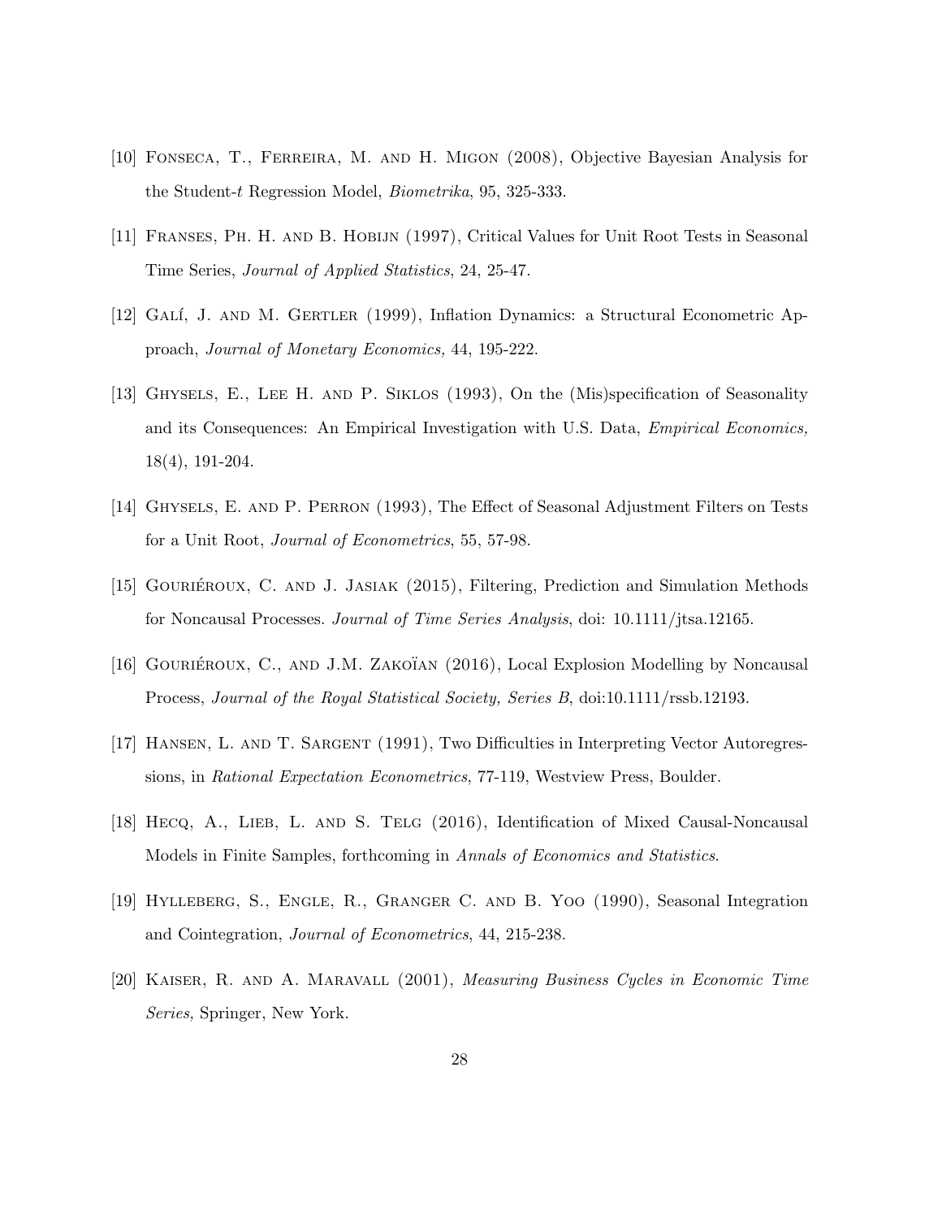[10] Fonseca, T., Ferreira, M. and H. Migon (2008), Objective Bayesian Analysis for the Student-$t$ Regression Model, *Biometrika*, 95, 325-333.

[11] Franses, Ph. H. and B. Hobijn (1997), Critical Values for Unit Root Tests in Seasonal Time Series, *Journal of Applied Statistics*, 24, 25-47.

[12] Galí, J. and M. Gertler (1999), Inflation Dynamics: a Structural Econometric Approach, *Journal of Monetary Economics,* 44, 195-222.

[13] Ghysels, E., Lee H. and P. Siklos (1993), On the (Mis)specification of Seasonality and its Consequences: An Empirical Investigation with U.S. Data, *Empirical Economics,* 18(4), 191-204.

[14] Ghysels, E. and P. Perron (1993), The Effect of Seasonal Adjustment Filters on Tests for a Unit Root, *Journal of Econometrics*, 55, 57-98.

[15] Gouriéroux, C. and J. Jasiak (2015), Filtering, Prediction and Simulation Methods for Noncausal Processes. *Journal of Time Series Analysis*, doi: 10.1111/jtsa.12165.

[16] Gouriéroux, C., and J.M. Zakoïan (2016), Local Explosion Modelling by Noncausal Process, *Journal of the Royal Statistical Society, Series B*, doi:10.1111/rssb.12193.

[17] Hansen, L. and T. Sargent (1991), Two Difficulties in Interpreting Vector Autoregressions, in *Rational Expectation Econometrics*, 77-119, Westview Press, Boulder.

[18] Hecq, A., Lieb, L. and S. Telg (2016), Identification of Mixed Causal-Noncausal Models in Finite Samples, forthcoming in *Annals of Economics and Statistics*.

[19] Hylleberg, S., Engle, R., Granger C. and B. Yoo (1990), Seasonal Integration and Cointegration, *Journal of Econometrics*, 44, 215-238.

[20] Kaiser, R. and A. Maravall (2001), *Measuring Business Cycles in Economic Time Series,* Springer, New York.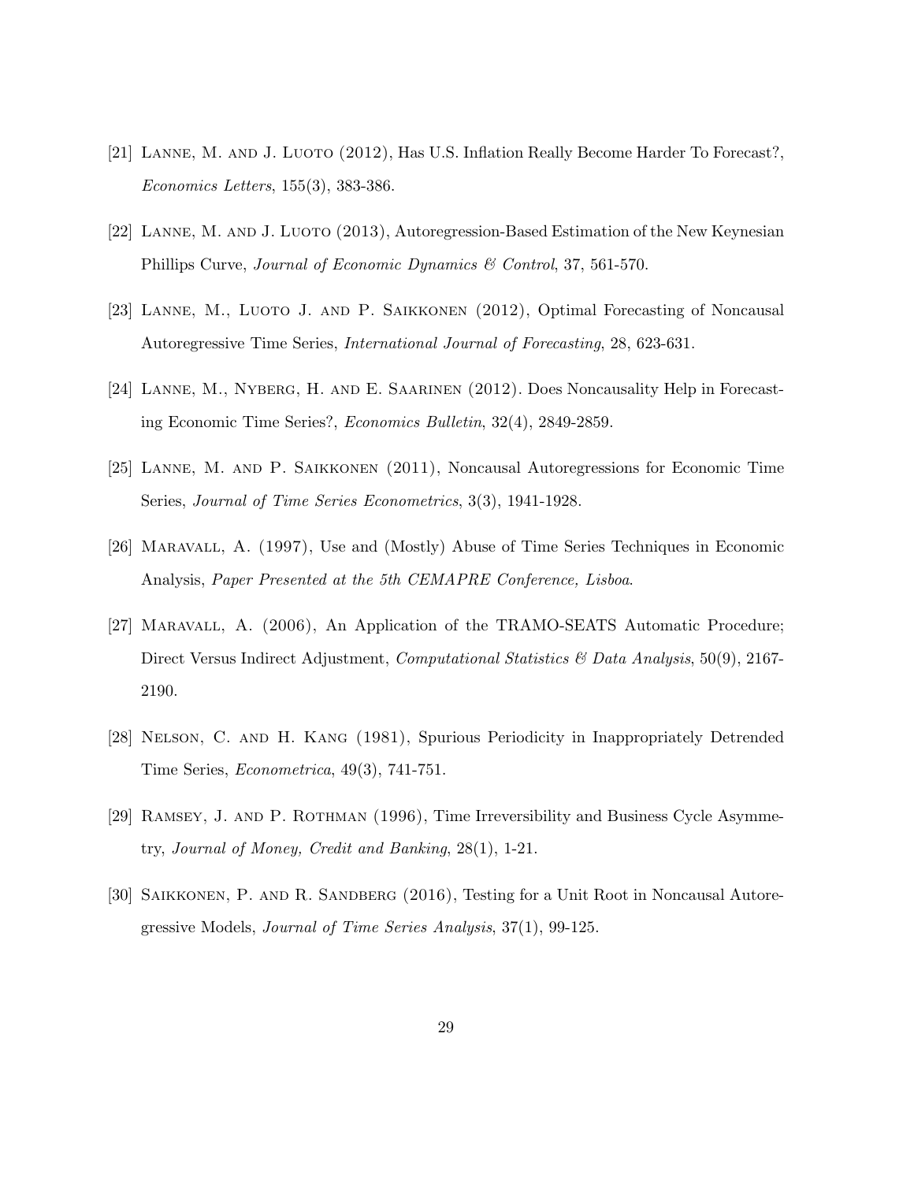[21] Lanne, M. and J. Luoto (2012), Has U.S. Inflation Really Become Harder To Forecast?, *Economics Letters*, 155(3), 383-386.

[22] Lanne, M. and J. Luoto (2013), Autoregression-Based Estimation of the New Keynesian Phillips Curve, *Journal of Economic Dynamics & Control*, 37, 561-570.

[23] Lanne, M., Luoto J. and P. Saikkonen (2012), Optimal Forecasting of Noncausal Autoregressive Time Series, *International Journal of Forecasting*, 28, 623-631.

[24] Lanne, M., Nyberg, H. and E. Saarinen (2012). Does Noncausality Help in Forecasting Economic Time Series?, *Economics Bulletin*, 32(4), 2849-2859.

[25] Lanne, M. and P. Saikkonen (2011), Noncausal Autoregressions for Economic Time Series, *Journal of Time Series Econometrics*, 3(3), 1941-1928.

[26] Maravall, A. (1997), Use and (Mostly) Abuse of Time Series Techniques in Economic Analysis, *Paper Presented at the 5th CEMAPRE Conference, Lisboa*.

[27] Maravall, A. (2006), An Application of the TRAMO-SEATS Automatic Procedure; Direct Versus Indirect Adjustment, *Computational Statistics & Data Analysis*, 50(9), 2167-2190.

[28] Nelson, C. and H. Kang (1981), Spurious Periodicity in Inappropriately Detrended Time Series, *Econometrica*, 49(3), 741-751.

[29] Ramsey, J. and P. Rothman (1996), Time Irreversibility and Business Cycle Asymmetry, *Journal of Money, Credit and Banking*, 28(1), 1-21.

[30] Saikkonen, P. and R. Sandberg (2016), Testing for a Unit Root in Noncausal Autoregressive Models, *Journal of Time Series Analysis*, 37(1), 99-125.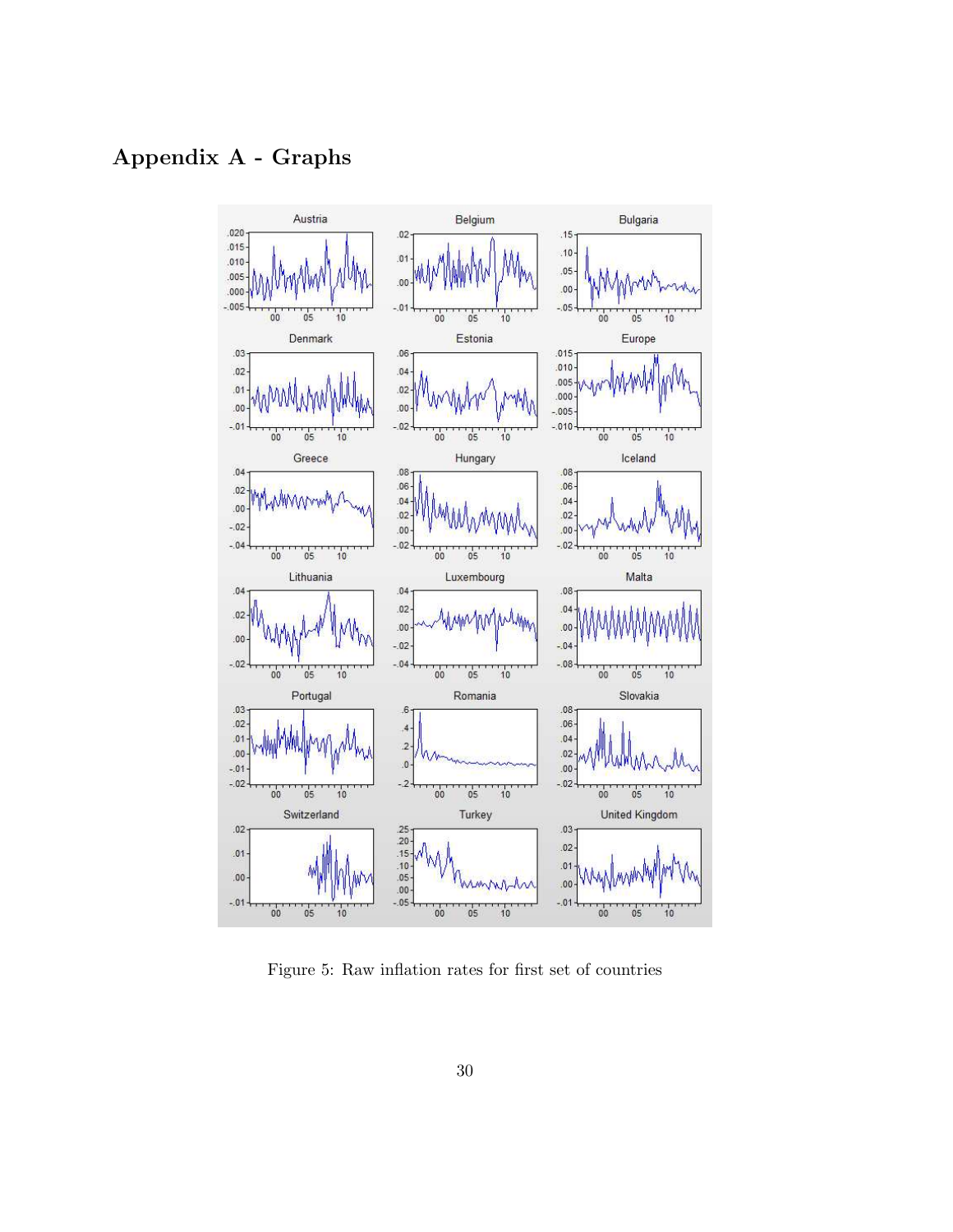# Appendix A - Graphs

Figure 5: Raw inflation rates for first set of countries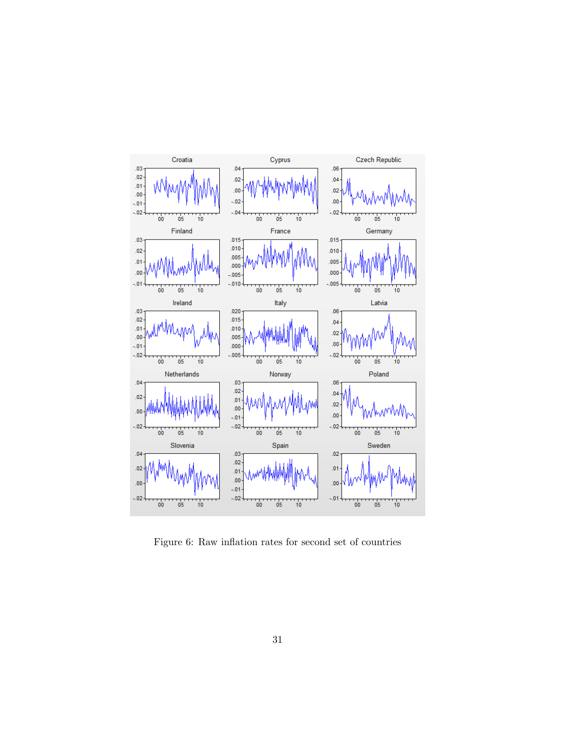Figure 6: Raw inflation rates for second set of countries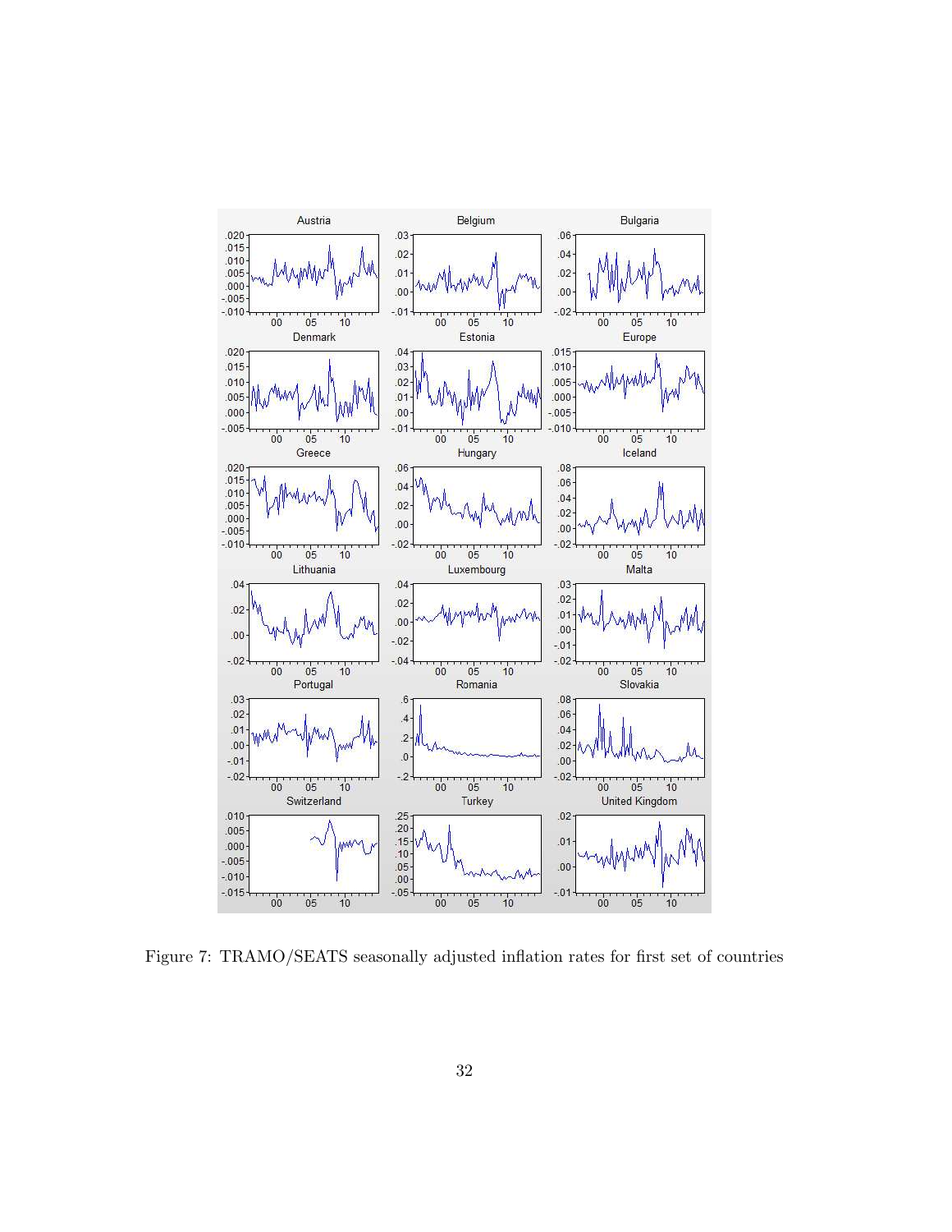Figure 7: TRAMO/SEATS seasonally adjusted inflation rates for first set of countries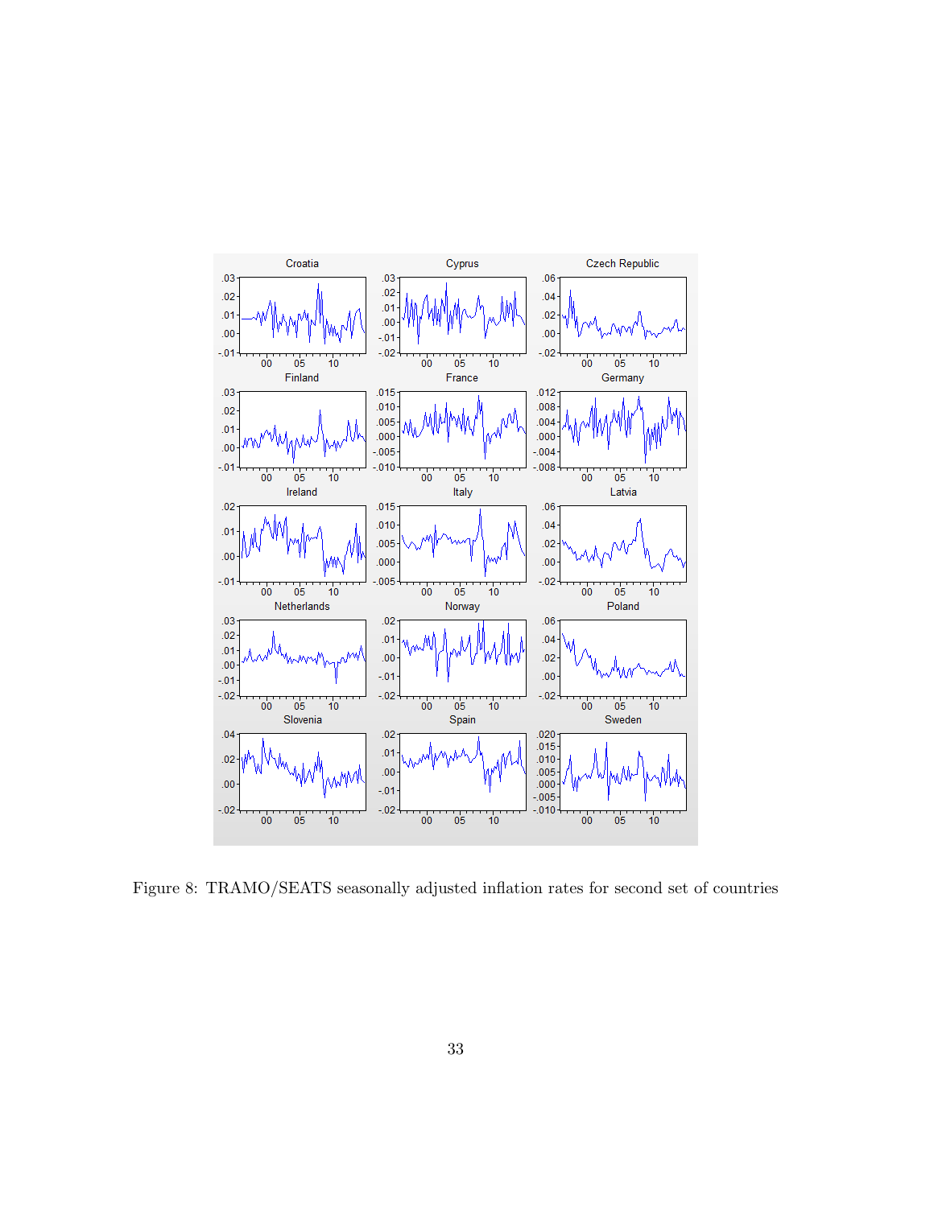Croatia
.03
.02
.01
.00
-.01
00 05 10

Cyprus
.03
.02
.01
.00
-.01
-.02
00 05 10

Czech Republic
.06
.04
.02
.00
-.02
00 05 10

Finland
.03
.02
.01
.00
-.01
00 05 10

France
.015
.010
.005
.000
-.005
-.010
00 05 10

Germany
.012
.008
.004
.000
-.004
-.008
00 05 10

Ireland
.02
.01
.00
-.01
00 05 10

Italy
.015
.010
.005
.000
-.005
00 05 10

Latvia
.06
.04
.02
.00
-.02
00 05 10

Netherlands
.03
.02
.01
.00
-.01
-.02
00 05 10

Norway
.02
.01
.00
-.01
-.02
00 05 10

Poland
.06
.04
.02
.00
-.02
00 05 10

Slovenia
.04
.02
.00
-.02
00 05 10

Spain
.02
.01
.00
-.01
-.02
00 05 10

Sweden
.020
.015
.010
.005
.000
-.005
-.010
00 05 10

Figure 8: TRAMO/SEATS seasonally adjusted inflation rates for second set of countries